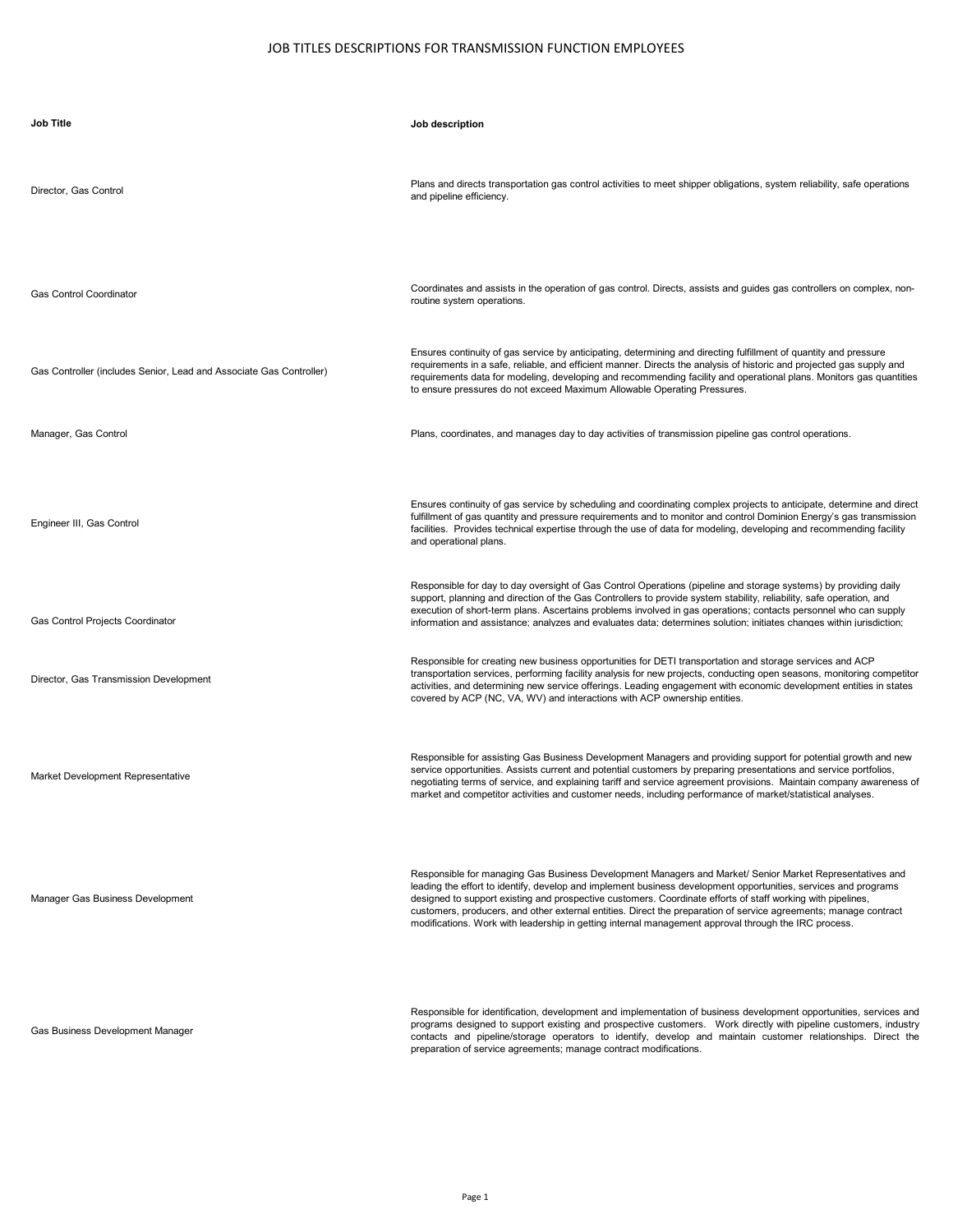# JOB TITLES DESCRIPTIONS FOR TRANSMISSION FUNCTION EMPLOYEES

| Job Title | Job description |
| --- | --- |
| Director, Gas Control | Plans and directs transportation gas control activities to meet shipper obligations, system reliability, safe operations and pipeline efficiency. |
| Gas Control Coordinator | Coordinates and assists in the operation of gas control. Directs, assists and guides gas controllers on complex, non-routine system operations. |
| Gas Controller (includes Senior, Lead and Associate Gas Controller) | Ensures continuity of gas service by anticipating, determining and directing fulfillment of quantity and pressure requirements in a safe, reliable, and efficient manner. Directs the analysis of historic and projected gas supply and requirements data for modeling, developing and recommending facility and operational plans. Monitors gas quantities to ensure pressures do not exceed Maximum Allowable Operating Pressures. |
| Manager, Gas Control | Plans, coordinates, and manages day to day activities of transmission pipeline gas control operations. |
| Engineer III, Gas Control | Ensures continuity of gas service by scheduling and coordinating complex projects to anticipate, determine and direct fulfillment of gas quantity and pressure requirements and to monitor and control Dominion Energy's gas transmission facilities. Provides technical expertise through the use of data for modeling, developing and recommending facility and operational plans. |
| Gas Control Projects Coordinator | Responsible for day to day oversight of Gas Control Operations (pipeline and storage systems) by providing daily support, planning and direction of the Gas Controllers to provide system stability, reliability, safe operation, and execution of short-term plans. Ascertains problems involved in gas operations; contacts personnel who can supply information and assistance; analyzes and evaluates data; determines solution; initiates changes within jurisdiction; |
| Director, Gas Transmission Development | Responsible for creating new business opportunities for DETI transportation and storage services and ACP transportation services, performing facility analysis for new projects, conducting open seasons, monitoring competitor activities, and determining new service offerings. Leading engagement with economic development entities in states covered by ACP (NC, VA, WV) and interactions with ACP ownership entities. |
| Market Development Representative | Responsible for assisting Gas Business Development Managers and providing support for potential growth and new service opportunities. Assists current and potential customers by preparing presentations and service portfolios, negotiating terms of service, and explaining tariff and service agreement provisions. Maintain company awareness of market and competitor activities and customer needs, including performance of market/statistical analyses. |
| Manager Gas Business Development | Responsible for managing Gas Business Development Managers and Market/ Senior Market Representatives and leading the effort to identify, develop and implement business development opportunities, services and programs designed to support existing and prospective customers. Coordinate efforts of staff working with pipelines, customers, producers, and other external entities. Direct the preparation of service agreements; manage contract modifications. Work with leadership in getting internal management approval through the IRC process. |
| Gas Business Development Manager | Responsible for identification, development and implementation of business development opportunities, services and programs designed to support existing and prospective customers. Work directly with pipeline customers, industry contacts and pipeline/storage operators to identify, develop and maintain customer relationships. Direct the preparation of service agreements; manage contract modifications. |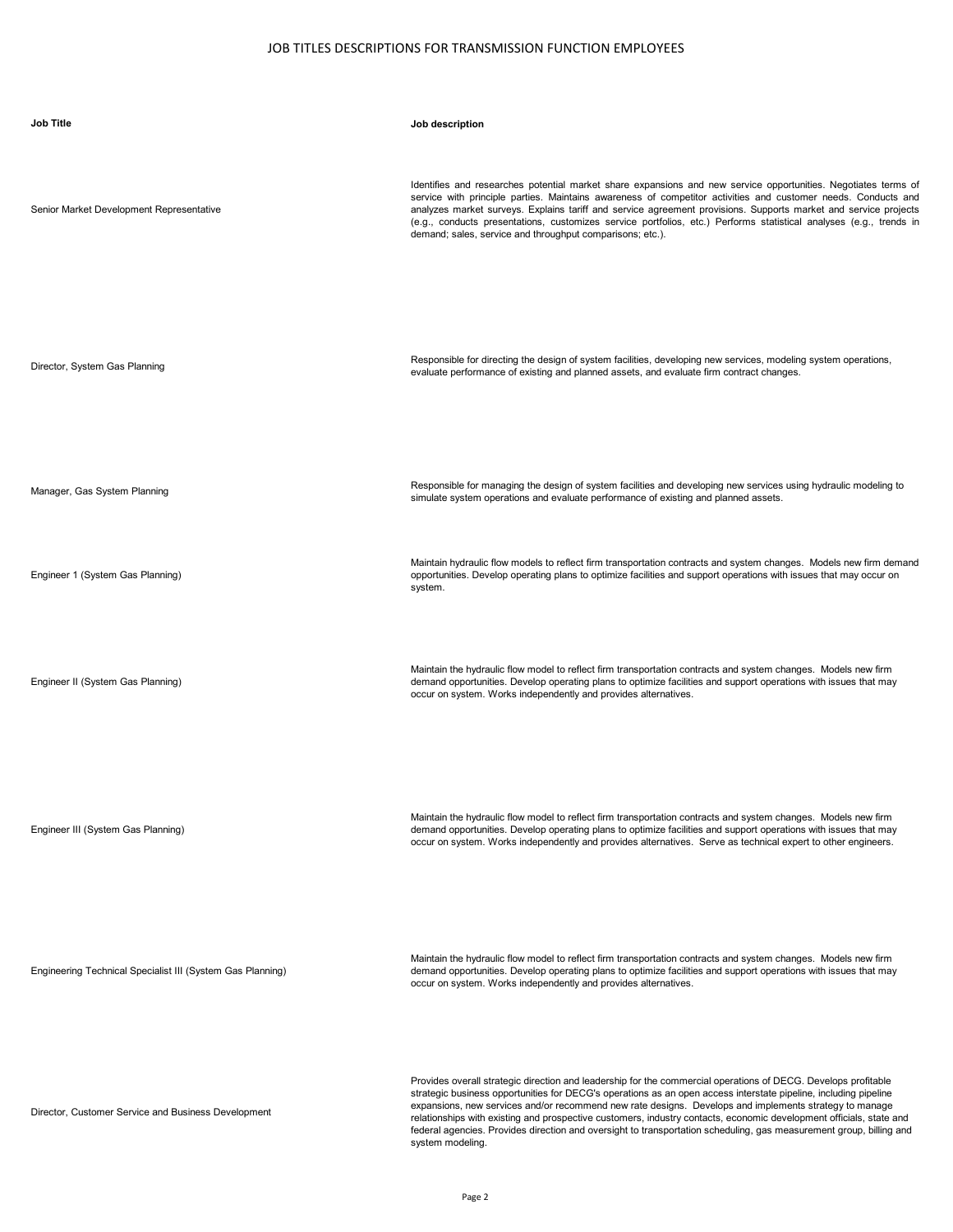# JOB TITLES DESCRIPTIONS FOR TRANSMISSION FUNCTION EMPLOYEES

| Job Title | Job description |
|---|---|
| Senior Market Development Representative | Identifies and researches potential market share expansions and new service opportunities. Negotiates terms of service with principle parties. Maintains awareness of competitor activities and customer needs. Conducts and analyzes market surveys. Explains tariff and service agreement provisions. Supports market and service projects (e.g., conducts presentations, customizes service portfolios, etc.) Performs statistical analyses (e.g., trends in demand; sales, service and throughput comparisons; etc.). |
| Director, System Gas Planning | Responsible for directing the design of system facilities, developing new services, modeling system operations, evaluate performance of existing and planned assets, and evaluate firm contract changes. |
| Manager, Gas System Planning | Responsible for managing the design of system facilities and developing new services using hydraulic modeling to simulate system operations and evaluate performance of existing and planned assets. |
| Engineer 1 (System Gas Planning) | Maintain hydraulic flow models to reflect firm transportation contracts and system changes. Models new firm demand opportunities. Develop operating plans to optimize facilities and support operations with issues that may occur on system. |
| Engineer II (System Gas Planning) | Maintain the hydraulic flow model to reflect firm transportation contracts and system changes. Models new firm demand opportunities. Develop operating plans to optimize facilities and support operations with issues that may occur on system. Works independently and provides alternatives. |
| Engineer III (System Gas Planning) | Maintain the hydraulic flow model to reflect firm transportation contracts and system changes. Models new firm demand opportunities. Develop operating plans to optimize facilities and support operations with issues that may occur on system. Works independently and provides alternatives. Serve as technical expert to other engineers. |
| Engineering Technical Specialist III (System Gas Planning) | Maintain the hydraulic flow model to reflect firm transportation contracts and system changes. Models new firm demand opportunities. Develop operating plans to optimize facilities and support operations with issues that may occur on system. Works independently and provides alternatives. |
| Director, Customer Service and Business Development | Provides overall strategic direction and leadership for the commercial operations of DECG. Develops profitable strategic business opportunities for DECG's operations as an open access interstate pipeline, including pipeline expansions, new services and/or recommend new rate designs. Develops and implements strategy to manage relationships with existing and prospective customers, industry contacts, economic development officials, state and federal agencies. Provides direction and oversight to transportation scheduling, gas measurement group, billing and system modeling. |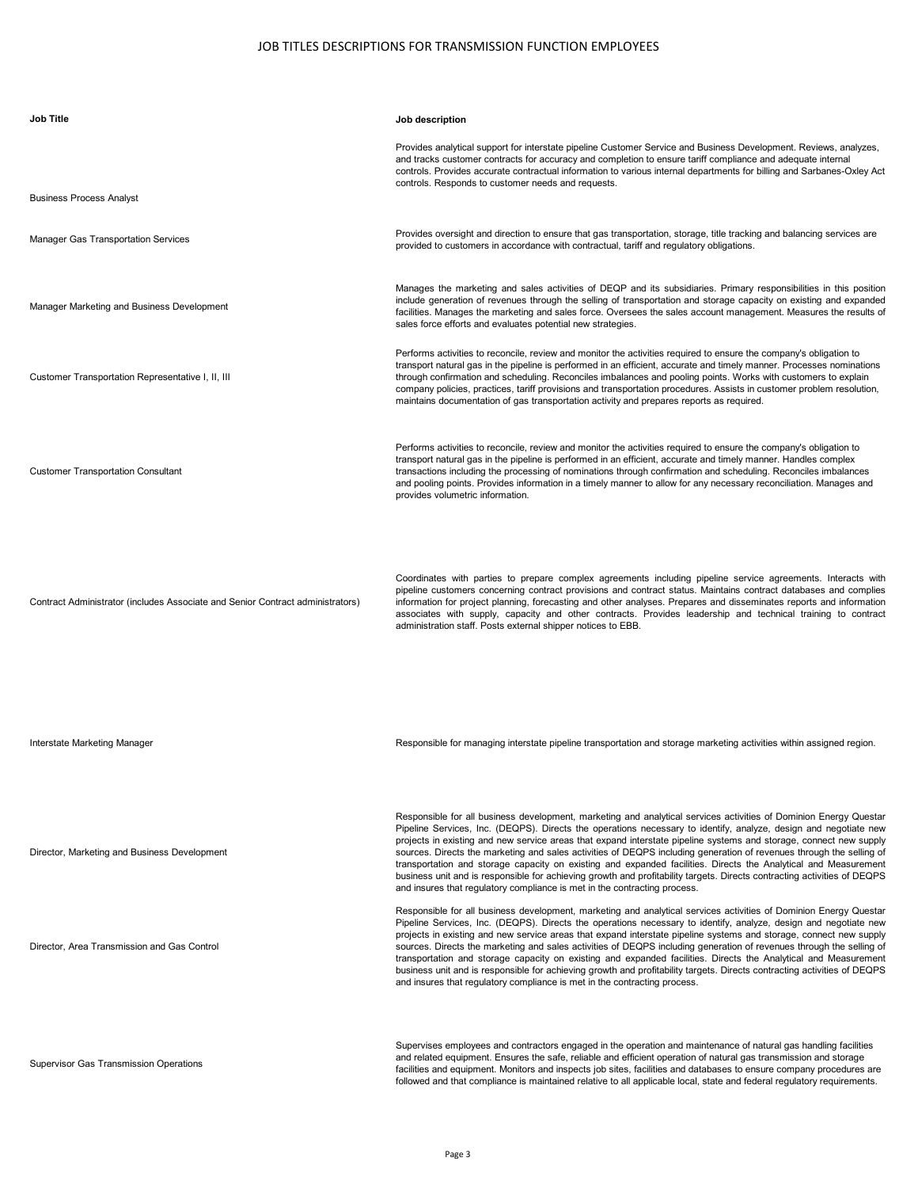JOB TITLES DESCRIPTIONS FOR TRANSMISSION FUNCTION EMPLOYEES

| Job Title | Job description |
| --- | --- |
| Business Process Analyst | Provides analytical support for interstate pipeline Customer Service and Business Development. Reviews, analyzes, and tracks customer contracts for accuracy and completion to ensure tariff compliance and adequate internal controls. Provides accurate contractual information to various internal departments for billing and Sarbanes-Oxley Act controls. Responds to customer needs and requests. |
| Manager Gas Transportation Services | Provides oversight and direction to ensure that gas transportation, storage, title tracking and balancing services are provided to customers in accordance with contractual, tariff and regulatory obligations. |
| Manager Marketing and Business Development | Manages the marketing and sales activities of DEQP and its subsidiaries. Primary responsibilities in this position include generation of revenues through the selling of transportation and storage capacity on existing and expanded facilities. Manages the marketing and sales force. Oversees the sales account management. Measures the results of sales force efforts and evaluates potential new strategies. |
| Customer Transportation Representative I, II, III | Performs activities to reconcile, review and monitor the activities required to ensure the company's obligation to transport natural gas in the pipeline is performed in an efficient, accurate and timely manner. Processes nominations through confirmation and scheduling. Reconciles imbalances and pooling points. Works with customers to explain company policies, practices, tariff provisions and transportation procedures. Assists in customer problem resolution, maintains documentation of gas transportation activity and prepares reports as required. |
| Customer Transportation Consultant | Performs activities to reconcile, review and monitor the activities required to ensure the company's obligation to transport natural gas in the pipeline is performed in an efficient, accurate and timely manner. Handles complex transactions including the processing of nominations through confirmation and scheduling. Reconciles imbalances and pooling points. Provides information in a timely manner to allow for any necessary reconciliation. Manages and provides volumetric information. |
| Contract Administrator (includes Associate and Senior Contract administrators) | Coordinates with parties to prepare complex agreements including pipeline service agreements. Interacts with pipeline customers concerning contract provisions and contract status. Maintains contract databases and complies information for project planning, forecasting and other analyses. Prepares and disseminates reports and information associates with supply, capacity and other contracts. Provides leadership and technical training to contract administration staff. Posts external shipper notices to EBB. |
| Interstate Marketing Manager | Responsible for managing interstate pipeline transportation and storage marketing activities within assigned region. |
| Director, Marketing and Business Development | Responsible for all business development, marketing and analytical services activities of Dominion Energy Questar Pipeline Services, Inc. (DEQPS). Directs the operations necessary to identify, analyze, design and negotiate new projects in existing and new service areas that expand interstate pipeline systems and storage, connect new supply sources. Directs the marketing and sales activities of DEQPS including generation of revenues through the selling of transportation and storage capacity on existing and expanded facilities. Directs the Analytical and Measurement business unit and is responsible for achieving growth and profitability targets. Directs contracting activities of DEQPS and insures that regulatory compliance is met in the contracting process. |
| Director, Area Transmission and Gas Control | Responsible for all business development, marketing and analytical services activities of Dominion Energy Questar Pipeline Services, Inc. (DEQPS). Directs the operations necessary to identify, analyze, design and negotiate new projects in existing and new service areas that expand interstate pipeline systems and storage, connect new supply sources. Directs the marketing and sales activities of DEQPS including generation of revenues through the selling of transportation and storage capacity on existing and expanded facilities. Directs the Analytical and Measurement business unit and is responsible for achieving growth and profitability targets. Directs contracting activities of DEQPS and insures that regulatory compliance is met in the contracting process. |
| Supervisor Gas Transmission Operations | Supervises employees and contractors engaged in the operation and maintenance of natural gas handling facilities and related equipment. Ensures the safe, reliable and efficient operation of natural gas transmission and storage facilities and equipment. Monitors and inspects job sites, facilities and databases to ensure company procedures are followed and that compliance is maintained relative to all applicable local, state and federal regulatory requirements. |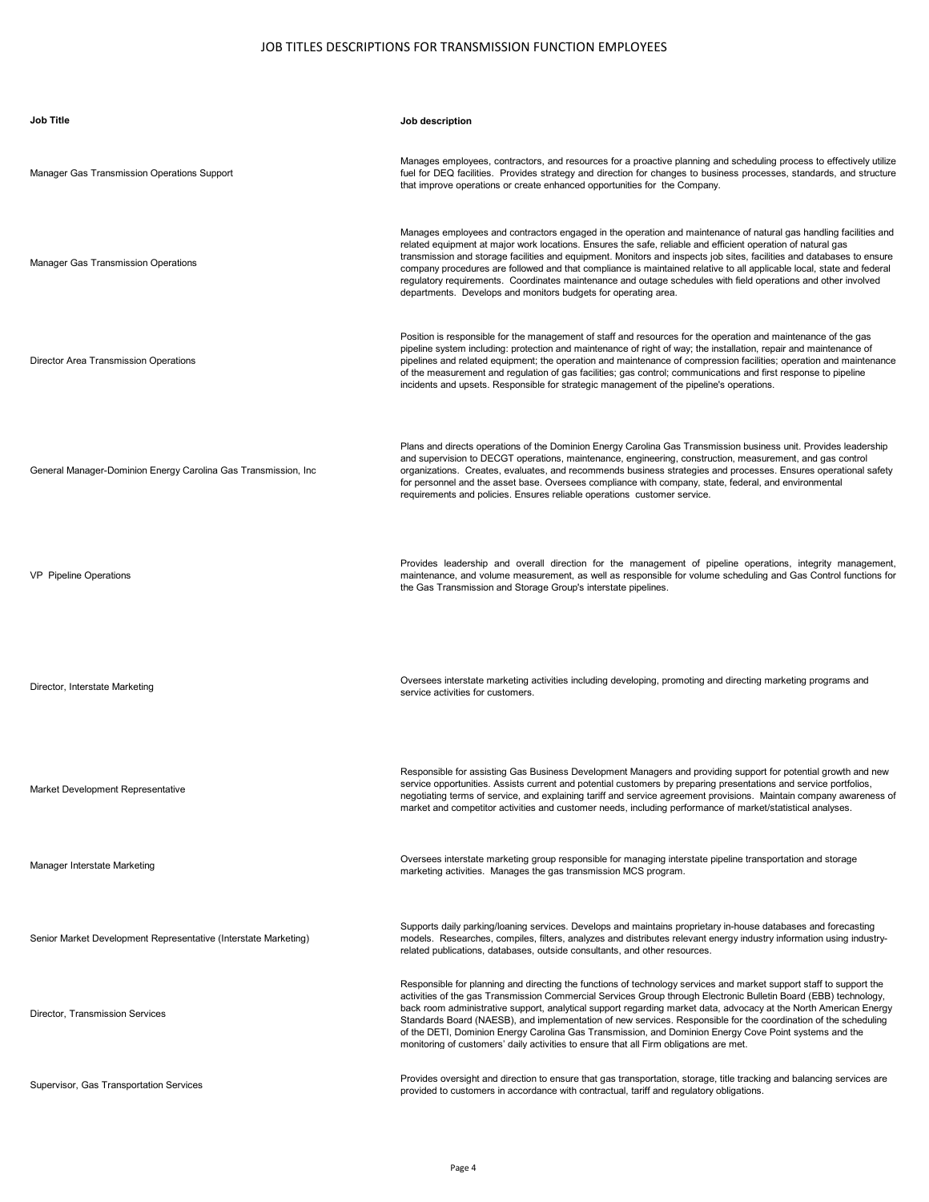JOB TITLES DESCRIPTIONS FOR TRANSMISSION FUNCTION EMPLOYEES

| Job Title | Job description |
| --- | --- |
| Manager Gas Transmission Operations Support | Manages employees, contractors, and resources for a proactive planning and scheduling process to effectively utilize fuel for DEQ facilities. Provides strategy and direction for changes to business processes, standards, and structure that improve operations or create enhanced opportunities for the Company. |
| Manager Gas Transmission Operations | Manages employees and contractors engaged in the operation and maintenance of natural gas handling facilities and related equipment at major work locations. Ensures the safe, reliable and efficient operation of natural gas transmission and storage facilities and equipment. Monitors and inspects job sites, facilities and databases to ensure company procedures are followed and that compliance is maintained relative to all applicable local, state and federal regulatory requirements. Coordinates maintenance and outage schedules with field operations and other involved departments. Develops and monitors budgets for operating area. |
| Director Area Transmission Operations | Position is responsible for the management of staff and resources for the operation and maintenance of the gas pipeline system including: protection and maintenance of right of way; the installation, repair and maintenance of pipelines and related equipment; the operation and maintenance of compression facilities; operation and maintenance of the measurement and regulation of gas facilities; gas control; communications and first response to pipeline incidents and upsets. Responsible for strategic management of the pipeline's operations. |
| General Manager-Dominion Energy Carolina Gas Transmission, Inc | Plans and directs operations of the Dominion Energy Carolina Gas Transmission business unit. Provides leadership and supervision to DECGT operations, maintenance, engineering, construction, measurement, and gas control organizations. Creates, evaluates, and recommends business strategies and processes. Ensures operational safety for personnel and the asset base. Oversees compliance with company, state, federal, and environmental requirements and policies. Ensures reliable operations customer service. |
| VP Pipeline Operations | Provides leadership and overall direction for the management of pipeline operations, integrity management, maintenance, and volume measurement, as well as responsible for volume scheduling and Gas Control functions for the Gas Transmission and Storage Group's interstate pipelines. |
| Director, Interstate Marketing | Oversees interstate marketing activities including developing, promoting and directing marketing programs and service activities for customers. |
| Market Development Representative | Responsible for assisting Gas Business Development Managers and providing support for potential growth and new service opportunities. Assists current and potential customers by preparing presentations and service portfolios, negotiating terms of service, and explaining tariff and service agreement provisions. Maintain company awareness of market and competitor activities and customer needs, including performance of market/statistical analyses. |
| Manager Interstate Marketing | Oversees interstate marketing group responsible for managing interstate pipeline transportation and storage marketing activities. Manages the gas transmission MCS program. |
| Senior Market Development Representative (Interstate Marketing) | Supports daily parking/loaning services. Develops and maintains proprietary in-house databases and forecasting models. Researches, compiles, filters, analyzes and distributes relevant energy industry information using industry-related publications, databases, outside consultants, and other resources. |
| Director, Transmission Services | Responsible for planning and directing the functions of technology services and market support staff to support the activities of the gas Transmission Commercial Services Group through Electronic Bulletin Board (EBB) technology, back room administrative support, analytical support regarding market data, advocacy at the North American Energy Standards Board (NAESB), and implementation of new services. Responsible for the coordination of the scheduling of the DETI, Dominion Energy Carolina Gas Transmission, and Dominion Energy Cove Point systems and the monitoring of customers' daily activities to ensure that all Firm obligations are met. |
| Supervisor, Gas Transportation Services | Provides oversight and direction to ensure that gas transportation, storage, title tracking and balancing services are provided to customers in accordance with contractual, tariff and regulatory obligations. |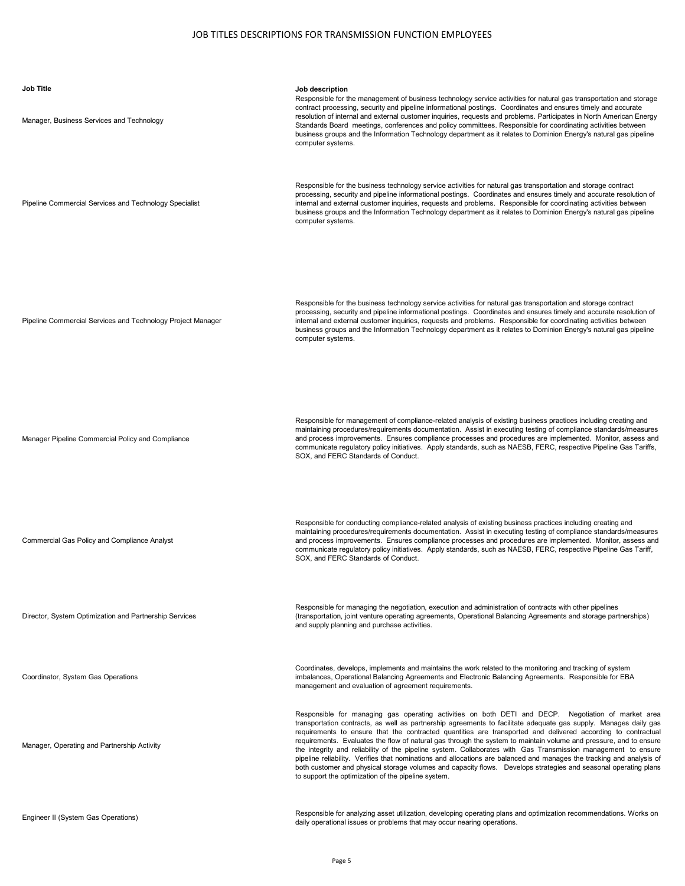# JOB TITLES DESCRIPTIONS FOR TRANSMISSION FUNCTION EMPLOYEES

| Job Title | Job description |
|---|---|
| Manager, Business Services and Technology | Responsible for the management of business technology service activities for natural gas transportation and storage contract processing, security and pipeline informational postings. Coordinates and ensures timely and accurate resolution of internal and external customer inquiries, requests and problems. Participates in North American Energy Standards Board meetings, conferences and policy committees. Responsible for coordinating activities between business groups and the Information Technology department as it relates to Dominion Energy's natural gas pipeline computer systems. |
| Pipeline Commercial Services and Technology Specialist | Responsible for the business technology service activities for natural gas transportation and storage contract processing, security and pipeline informational postings. Coordinates and ensures timely and accurate resolution of internal and external customer inquiries, requests and problems. Responsible for coordinating activities between business groups and the Information Technology department as it relates to Dominion Energy's natural gas pipeline computer systems. |
| Pipeline Commercial Services and Technology Project Manager | Responsible for the business technology service activities for natural gas transportation and storage contract processing, security and pipeline informational postings. Coordinates and ensures timely and accurate resolution of internal and external customer inquiries, requests and problems. Responsible for coordinating activities between business groups and the Information Technology department as it relates to Dominion Energy's natural gas pipeline computer systems. |
| Manager Pipeline Commercial Policy and Compliance | Responsible for management of compliance-related analysis of existing business practices including creating and maintaining procedures/requirements documentation. Assist in executing testing of compliance standards/measures and process improvements. Ensures compliance processes and procedures are implemented. Monitor, assess and communicate regulatory policy initiatives. Apply standards, such as NAESB, FERC, respective Pipeline Gas Tariffs, SOX, and FERC Standards of Conduct. |
| Commercial Gas Policy and Compliance Analyst | Responsible for conducting compliance-related analysis of existing business practices including creating and maintaining procedures/requirements documentation. Assist in executing testing of compliance standards/measures and process improvements. Ensures compliance processes and procedures are implemented. Monitor, assess and communicate regulatory policy initiatives. Apply standards, such as NAESB, FERC, respective Pipeline Gas Tariff, SOX, and FERC Standards of Conduct. |
| Director, System Optimization and Partnership Services | Responsible for managing the negotiation, execution and administration of contracts with other pipelines (transportation, joint venture operating agreements, Operational Balancing Agreements and storage partnerships) and supply planning and purchase activities. |
| Coordinator, System Gas Operations | Coordinates, develops, implements and maintains the work related to the monitoring and tracking of system imbalances, Operational Balancing Agreements and Electronic Balancing Agreements. Responsible for EBA management and evaluation of agreement requirements. |
| Manager, Operating and Partnership Activity | Responsible for managing gas operating activities on both DETI and DECP. Negotiation of market area transportation contracts, as well as partnership agreements to facilitate adequate gas supply. Manages daily gas requirements to ensure that the contracted quantities are transported and delivered according to contractual requirements. Evaluates the flow of natural gas through the system to maintain volume and pressure, and to ensure the integrity and reliability of the pipeline system. Collaborates with Gas Transmission management to ensure pipeline reliability. Verifies that nominations and allocations are balanced and manages the tracking and analysis of both customer and physical storage volumes and capacity flows. Develops strategies and seasonal operating plans to support the optimization of the pipeline system. |
| Engineer II (System Gas Operations) | Responsible for analyzing asset utilization, developing operating plans and optimization recommendations. Works on daily operational issues or problems that may occur nearing operations. |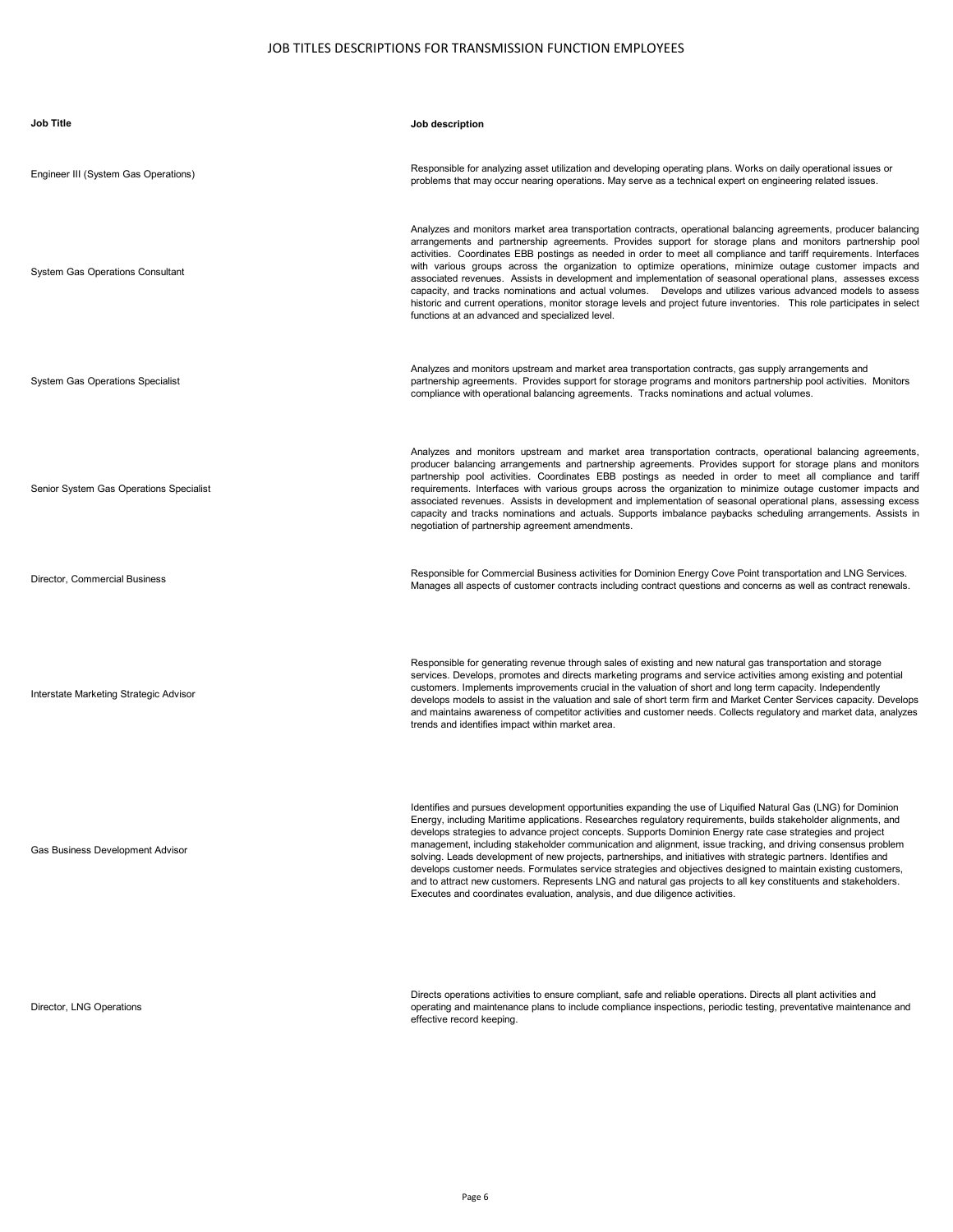# JOB TITLES DESCRIPTIONS FOR TRANSMISSION FUNCTION EMPLOYEES

| Job Title | Job description |
|---|---|
| Engineer III (System Gas Operations) | Responsible for analyzing asset utilization and developing operating plans. Works on daily operational issues or problems that may occur nearing operations. May serve as a technical expert on engineering related issues. |
| System Gas Operations Consultant | Analyzes and monitors market area transportation contracts, operational balancing agreements, producer balancing arrangements and partnership agreements. Provides support for storage plans and monitors partnership pool activities. Coordinates EBB postings as needed in order to meet all compliance and tariff requirements. Interfaces with various groups across the organization to optimize operations, minimize outage customer impacts and associated revenues. Assists in development and implementation of seasonal operational plans, assesses excess capacity, and tracks nominations and actual volumes. Develops and utilizes various advanced models to assess historic and current operations, monitor storage levels and project future inventories. This role participates in select functions at an advanced and specialized level. |
| System Gas Operations Specialist | Analyzes and monitors upstream and market area transportation contracts, gas supply arrangements and partnership agreements. Provides support for storage programs and monitors partnership pool activities. Monitors compliance with operational balancing agreements. Tracks nominations and actual volumes. |
| Senior System Gas Operations Specialist | Analyzes and monitors upstream and market area transportation contracts, operational balancing agreements, producer balancing arrangements and partnership agreements. Provides support for storage plans and monitors partnership pool activities. Coordinates EBB postings as needed in order to meet all compliance and tariff requirements. Interfaces with various groups across the organization to minimize outage customer impacts and associated revenues. Assists in development and implementation of seasonal operational plans, assessing excess capacity and tracks nominations and actuals. Supports imbalance paybacks scheduling arrangements. Assists in negotiation of partnership agreement amendments. |
| Director, Commercial Business | Responsible for Commercial Business activities for Dominion Energy Cove Point transportation and LNG Services. Manages all aspects of customer contracts including contract questions and concerns as well as contract renewals. |
| Interstate Marketing Strategic Advisor | Responsible for generating revenue through sales of existing and new natural gas transportation and storage services. Develops, promotes and directs marketing programs and service activities among existing and potential customers. Implements improvements crucial in the valuation of short and long term capacity. Independently develops models to assist in the valuation and sale of short term firm and Market Center Services capacity. Develops and maintains awareness of competitor activities and customer needs. Collects regulatory and market data, analyzes trends and identifies impact within market area. |
| Gas Business Development Advisor | Identifies and pursues development opportunities expanding the use of Liquified Natural Gas (LNG) for Dominion Energy, including Maritime applications. Researches regulatory requirements, builds stakeholder alignments, and develops strategies to advance project concepts. Supports Dominion Energy rate case strategies and project management, including stakeholder communication and alignment, issue tracking, and driving consensus problem solving. Leads development of new projects, partnerships, and initiatives with strategic partners. Identifies and develops customer needs. Formulates service strategies and objectives designed to maintain existing customers, and to attract new customers. Represents LNG and natural gas projects to all key constituents and stakeholders. Executes and coordinates evaluation, analysis, and due diligence activities. |
| Director, LNG Operations | Directs operations activities to ensure compliant, safe and reliable operations. Directs all plant activities and operating and maintenance plans to include compliance inspections, periodic testing, preventative maintenance and effective record keeping. |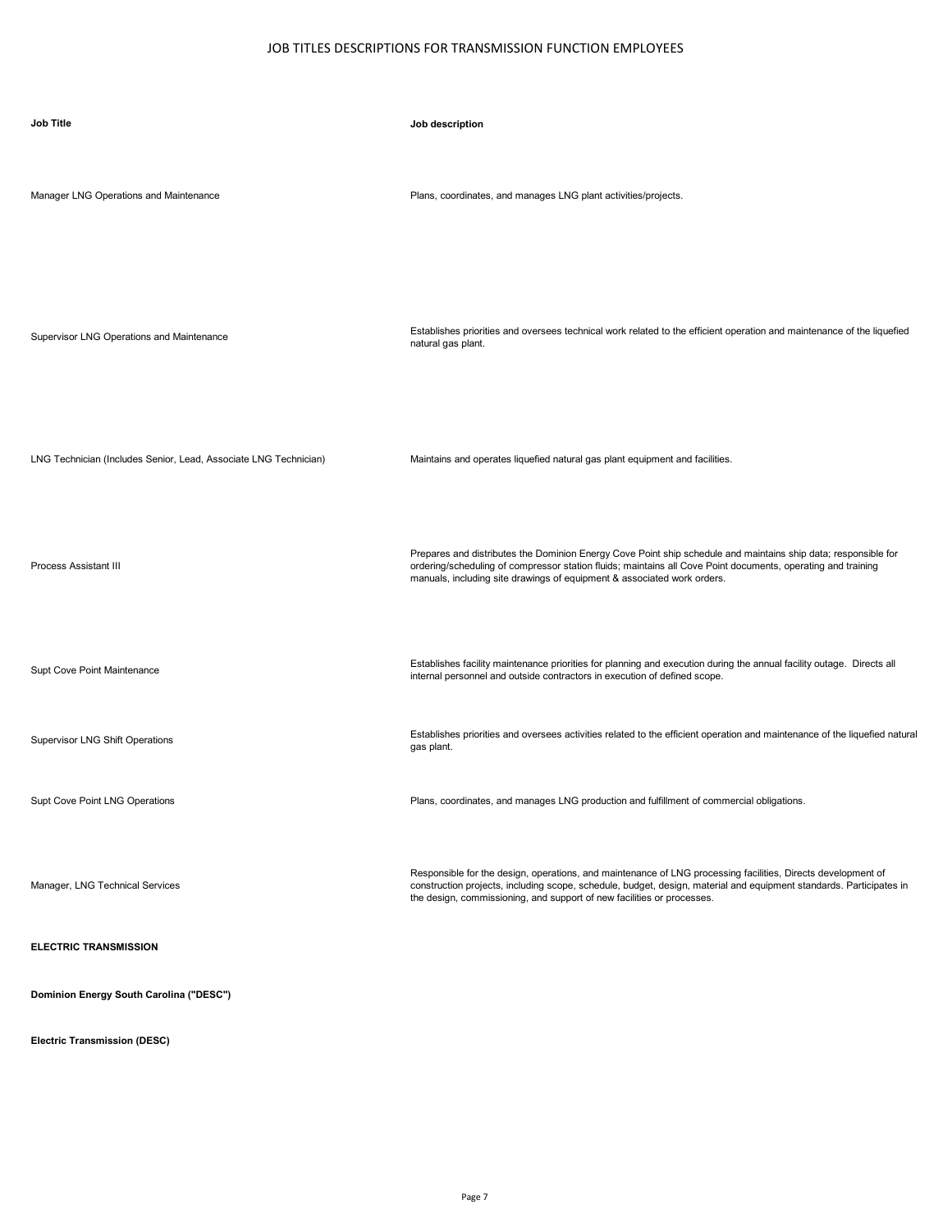# JOB TITLES DESCRIPTIONS FOR TRANSMISSION FUNCTION EMPLOYEES

| Job Title | Job description |
| --- | --- |
| Manager LNG Operations and Maintenance | Plans, coordinates, and manages LNG plant activities/projects. |
| Supervisor LNG Operations and Maintenance | Establishes priorities and oversees technical work related to the efficient operation and maintenance of the liquefied natural gas plant. |
| LNG Technician (Includes Senior, Lead, Associate LNG Technician) | Maintains and operates liquefied natural gas plant equipment and facilities. |
| Process Assistant III | Prepares and distributes the Dominion Energy Cove Point ship schedule and maintains ship data; responsible for ordering/scheduling of compressor station fluids; maintains all Cove Point documents, operating and training manuals, including site drawings of equipment & associated work orders. |
| Supt Cove Point Maintenance | Establishes facility maintenance priorities for planning and execution during the annual facility outage. Directs all internal personnel and outside contractors in execution of defined scope. |
| Supervisor LNG Shift Operations | Establishes priorities and oversees activities related to the efficient operation and maintenance of the liquefied natural gas plant. |
| Supt Cove Point LNG Operations | Plans, coordinates, and manages LNG production and fulfillment of commercial obligations. |
| Manager, LNG Technical Services | Responsible for the design, operations, and maintenance of LNG processing facilities, Directs development of construction projects, including scope, schedule, budget, design, material and equipment standards. Participates in the design, commissioning, and support of new facilities or processes. |

**ELECTRIC TRANSMISSION**

**Dominion Energy South Carolina ("DESC")**

**Electric Transmission (DESC)**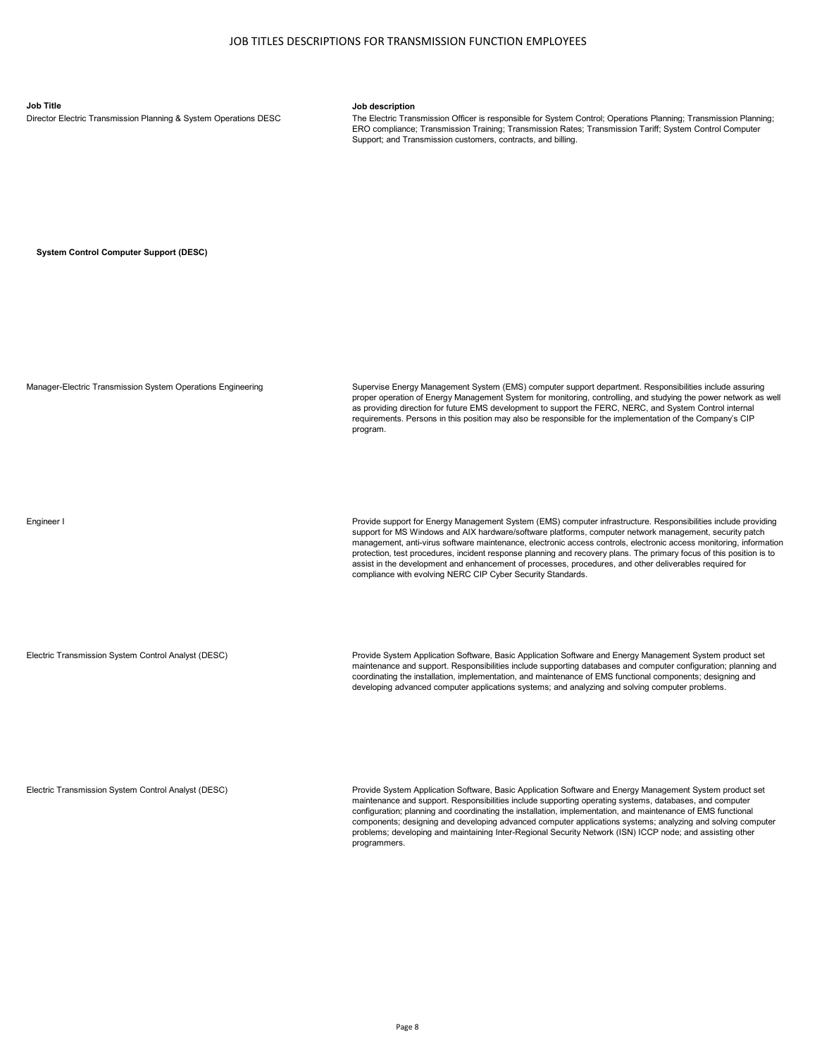# JOB TITLES DESCRIPTIONS FOR TRANSMISSION FUNCTION EMPLOYEES

| Job Title | Job description |
|---|---|
| Director Electric Transmission Planning & System Operations DESC | The Electric Transmission Officer is responsible for System Control; Operations Planning; Transmission Planning; ERO compliance; Transmission Training; Transmission Rates; Transmission Tariff; System Control Computer Support; and Transmission customers, contracts, and billing. |
| **System Control Computer Support (DESC)** | |
| Manager-Electric Transmission System Operations Engineering | Supervise Energy Management System (EMS) computer support department. Responsibilities include assuring proper operation of Energy Management System for monitoring, controlling, and studying the power network as well as providing direction for future EMS development to support the FERC, NERC, and System Control internal requirements. Persons in this position may also be responsible for the implementation of the Company's CIP program. |
| Engineer I | Provide support for Energy Management System (EMS) computer infrastructure. Responsibilities include providing support for MS Windows and AIX hardware/software platforms, computer network management, security patch management, anti-virus software maintenance, electronic access controls, electronic access monitoring, information protection, test procedures, incident response planning and recovery plans. The primary focus of this position is to assist in the development and enhancement of processes, procedures, and other deliverables required for compliance with evolving NERC CIP Cyber Security Standards. |
| Electric Transmission System Control Analyst (DESC) | Provide System Application Software, Basic Application Software and Energy Management System product set maintenance and support. Responsibilities include supporting databases and computer configuration; planning and coordinating the installation, implementation, and maintenance of EMS functional components; designing and developing advanced computer applications systems; and analyzing and solving computer problems. |
| Electric Transmission System Control Analyst (DESC) | Provide System Application Software, Basic Application Software and Energy Management System product set maintenance and support. Responsibilities include supporting operating systems, databases, and computer configuration; planning and coordinating the installation, implementation, and maintenance of EMS functional components; designing and developing advanced computer applications systems; analyzing and solving computer problems; developing and maintaining Inter-Regional Security Network (ISN) ICCP node; and assisting other programmers. |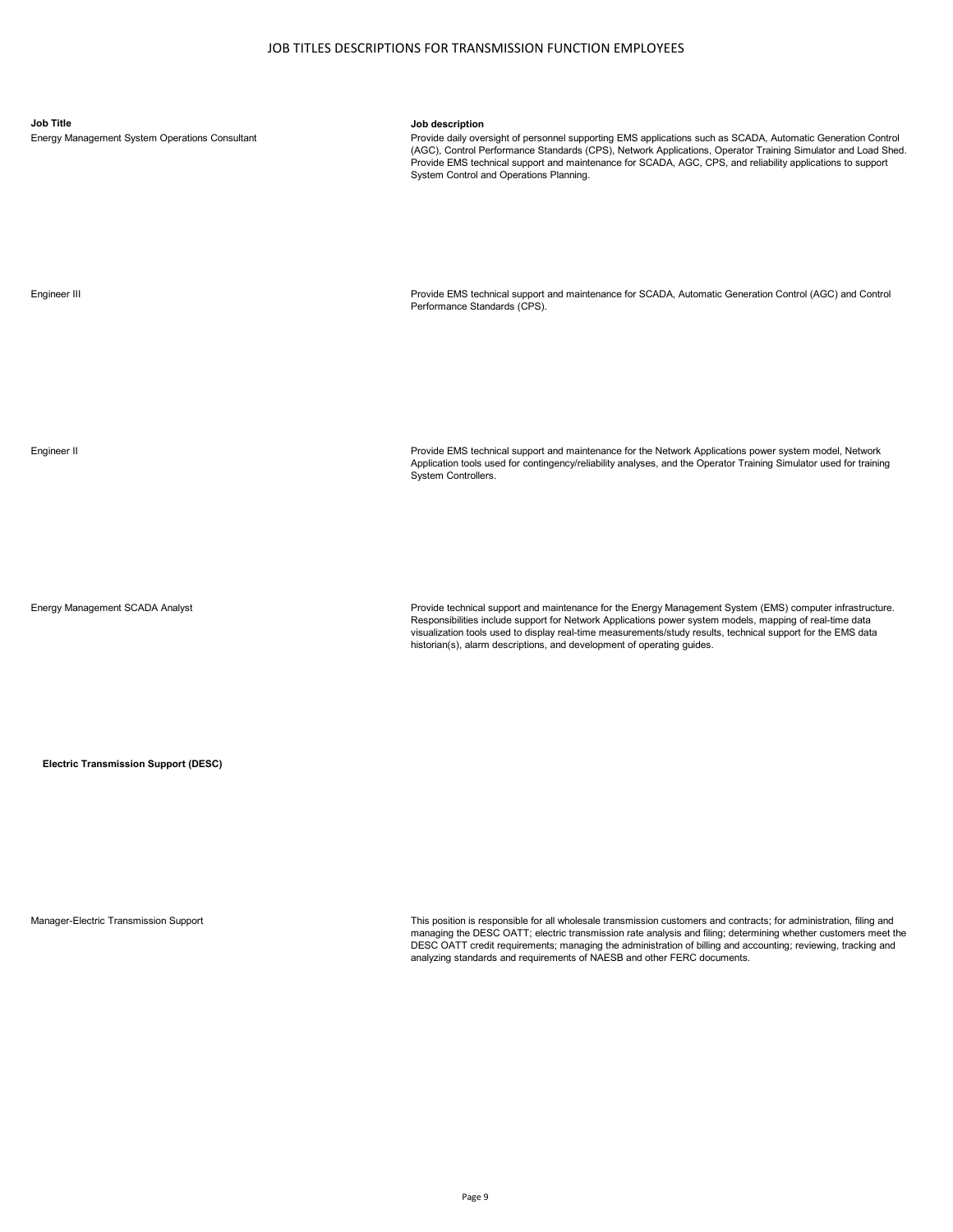# JOB TITLES DESCRIPTIONS FOR TRANSMISSION FUNCTION EMPLOYEES

| Job Title | Job description |
| --- | --- |
| Energy Management System Operations Consultant | Provide daily oversight of personnel supporting EMS applications such as SCADA, Automatic Generation Control (AGC), Control Performance Standards (CPS), Network Applications, Operator Training Simulator and Load Shed. Provide EMS technical support and maintenance for SCADA, AGC, CPS, and reliability applications to support System Control and Operations Planning. |
| Engineer III | Provide EMS technical support and maintenance for SCADA, Automatic Generation Control (AGC) and Control Performance Standards (CPS). |
| Engineer II | Provide EMS technical support and maintenance for the Network Applications power system model, Network Application tools used for contingency/reliability analyses, and the Operator Training Simulator used for training System Controllers. |
| Energy Management SCADA Analyst | Provide technical support and maintenance for the Energy Management System (EMS) computer infrastructure. Responsibilities include support for Network Applications power system models, mapping of real-time data visualization tools used to display real-time measurements/study results, technical support for the EMS data historian(s), alarm descriptions, and development of operating guides. |
| **Electric Transmission Support (DESC)** | |
| Manager-Electric Transmission Support | This position is responsible for all wholesale transmission customers and contracts; for administration, filing and managing the DESC OATT; electric transmission rate analysis and filing; determining whether customers meet the DESC OATT credit requirements; managing the administration of billing and accounting; reviewing, tracking and analyzing standards and requirements of NAESB and other FERC documents. |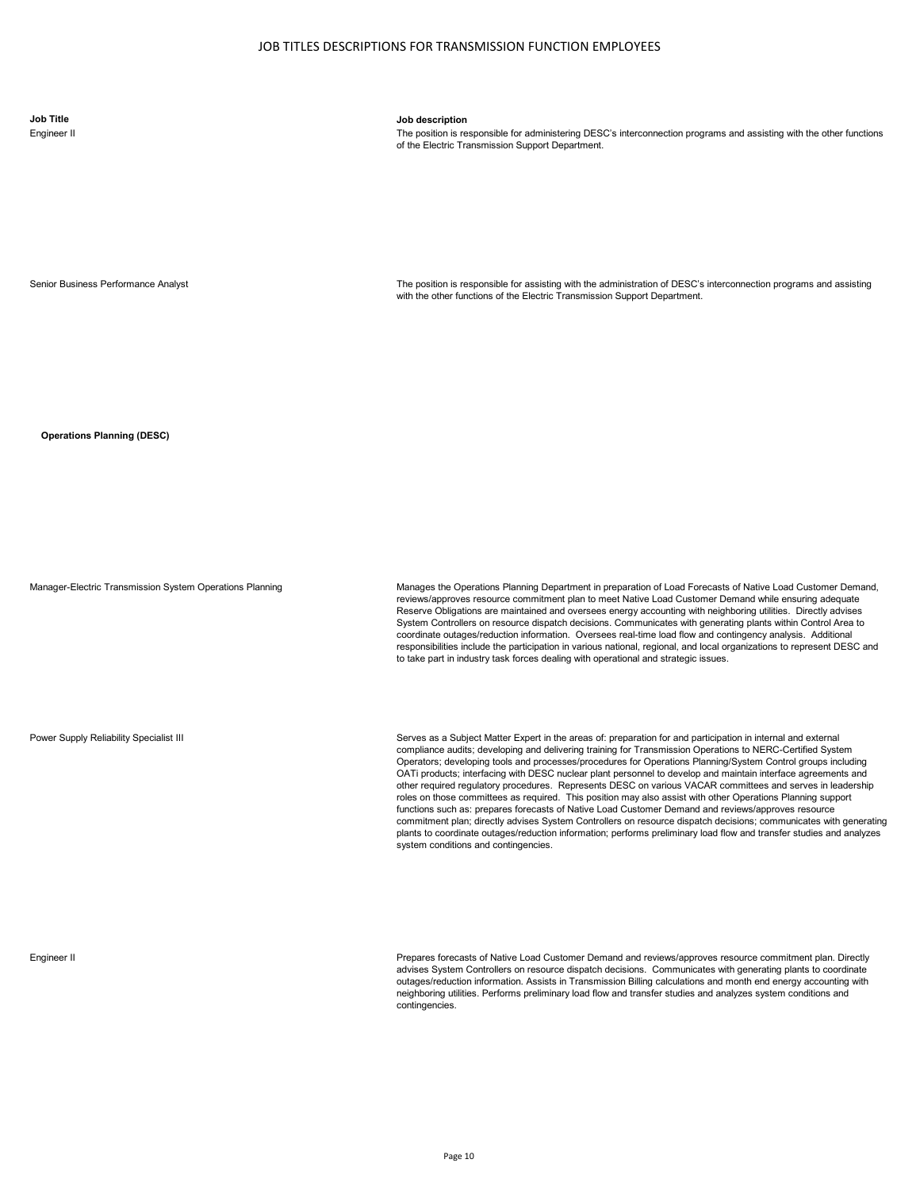# JOB TITLES DESCRIPTIONS FOR TRANSMISSION FUNCTION EMPLOYEES

| Job Title | Job description |
|---|---|
| Engineer II | The position is responsible for administering DESC's interconnection programs and assisting with the other functions of the Electric Transmission Support Department. |
| Senior Business Performance Analyst | The position is responsible for assisting with the administration of DESC's interconnection programs and assisting with the other functions of the Electric Transmission Support Department. |
| **Operations Planning (DESC)** | |
| Manager-Electric Transmission System Operations Planning | Manages the Operations Planning Department in preparation of Load Forecasts of Native Load Customer Demand, reviews/approves resource commitment plan to meet Native Load Customer Demand while ensuring adequate Reserve Obligations are maintained and oversees energy accounting with neighboring utilities. Directly advises System Controllers on resource dispatch decisions. Communicates with generating plants within Control Area to coordinate outages/reduction information. Oversees real-time load flow and contingency analysis. Additional responsibilities include the participation in various national, regional, and local organizations to represent DESC and to take part in industry task forces dealing with operational and strategic issues. |
| Power Supply Reliability Specialist III | Serves as a Subject Matter Expert in the areas of: preparation for and participation in internal and external compliance audits; developing and delivering training for Transmission Operations to NERC-Certified System Operators; developing tools and processes/procedures for Operations Planning/System Control groups including OATi products; interfacing with DESC nuclear plant personnel to develop and maintain interface agreements and other required regulatory procedures. Represents DESC on various VACAR committees and serves in leadership roles on those committees as required. This position may also assist with other Operations Planning support functions such as: prepares forecasts of Native Load Customer Demand and reviews/approves resource commitment plan; directly advises System Controllers on resource dispatch decisions; communicates with generating plants to coordinate outages/reduction information; performs preliminary load flow and transfer studies and analyzes system conditions and contingencies. |
| Engineer II | Prepares forecasts of Native Load Customer Demand and reviews/approves resource commitment plan. Directly advises System Controllers on resource dispatch decisions. Communicates with generating plants to coordinate outages/reduction information. Assists in Transmission Billing calculations and month end energy accounting with neighboring utilities. Performs preliminary load flow and transfer studies and analyzes system conditions and contingencies. |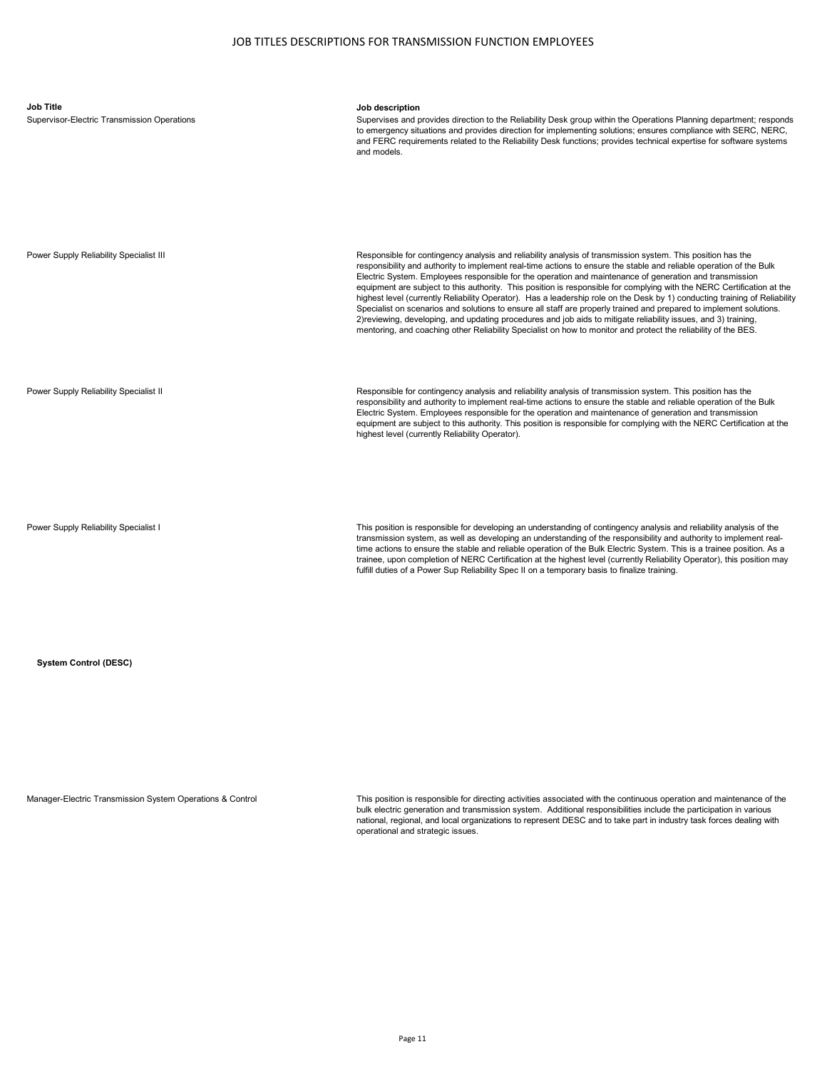| Job Title | Job description |
|---|---|
| Supervisor-Electric Transmission Operations | Supervises and provides direction to the Reliability Desk group within the Operations Planning department; responds to emergency situations and provides direction for implementing solutions; ensures compliance with SERC, NERC, and FERC requirements related to the Reliability Desk functions; provides technical expertise for software systems and models. |
| Power Supply Reliability Specialist III | Responsible for contingency analysis and reliability analysis of transmission system. This position has the responsibility and authority to implement real-time actions to ensure the stable and reliable operation of the Bulk Electric System. Employees responsible for the operation and maintenance of generation and transmission equipment are subject to this authority. This position is responsible for complying with the NERC Certification at the highest level (currently Reliability Operator). Has a leadership role on the Desk by 1) conducting training of Reliability Specialist on scenarios and solutions to ensure all staff are properly trained and prepared to implement solutions. 2)reviewing, developing, and updating procedures and job aids to mitigate reliability issues, and 3) training, mentoring, and coaching other Reliability Specialist on how to monitor and protect the reliability of the BES. |
| Power Supply Reliability Specialist II | Responsible for contingency analysis and reliability analysis of transmission system. This position has the responsibility and authority to implement real-time actions to ensure the stable and reliable operation of the Bulk Electric System. Employees responsible for the operation and maintenance of generation and transmission equipment are subject to this authority. This position is responsible for complying with the NERC Certification at the highest level (currently Reliability Operator). |
| Power Supply Reliability Specialist I | This position is responsible for developing an understanding of contingency analysis and reliability analysis of the transmission system, as well as developing an understanding of the responsibility and authority to implement real-time actions to ensure the stable and reliable operation of the Bulk Electric System. This is a trainee position. As a trainee, upon completion of NERC Certification at the highest level (currently Reliability Operator), this position may fulfill duties of a Power Sup Reliability Spec II on a temporary basis to finalize training. |
| **System Control (DESC)** | |
| Manager-Electric Transmission System Operations & Control | This position is responsible for directing activities associated with the continuous operation and maintenance of the bulk electric generation and transmission system. Additional responsibilities include the participation in various national, regional, and local organizations to represent DESC and to take part in industry task forces dealing with operational and strategic issues. |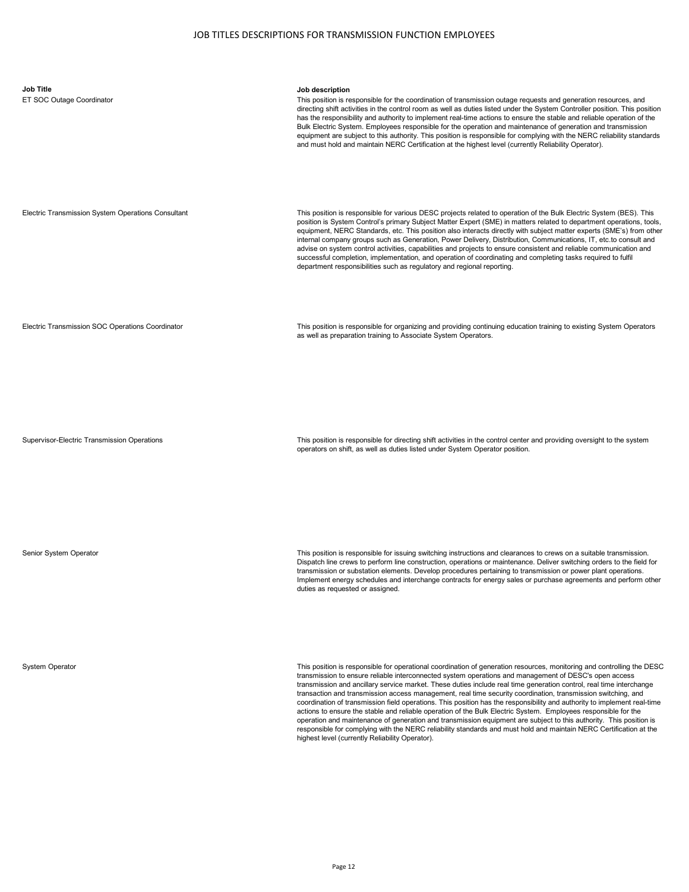# JOB TITLES DESCRIPTIONS FOR TRANSMISSION FUNCTION EMPLOYEES

| Job Title | Job description |
|---|---|
| ET SOC Outage Coordinator | This position is responsible for the coordination of transmission outage requests and generation resources, and directing shift activities in the control room as well as duties listed under the System Controller position. This position has the responsibility and authority to implement real-time actions to ensure the stable and reliable operation of the Bulk Electric System. Employees responsible for the operation and maintenance of generation and transmission equipment are subject to this authority. This position is responsible for complying with the NERC reliability standards and must hold and maintain NERC Certification at the highest level (currently Reliability Operator). |
| Electric Transmission System Operations Consultant | This position is responsible for various DESC projects related to operation of the Bulk Electric System (BES). This position is System Control's primary Subject Matter Expert (SME) in matters related to department operations, tools, equipment, NERC Standards, etc. This position also interacts directly with subject matter experts (SME's) from other internal company groups such as Generation, Power Delivery, Distribution, Communications, IT, etc.to consult and advise on system control activities, capabilities and projects to ensure consistent and reliable communication and successful completion, implementation, and operation of coordinating and completing tasks required to fulfil department responsibilities such as regulatory and regional reporting. |
| Electric Transmission SOC Operations Coordinator | This position is responsible for organizing and providing continuing education training to existing System Operators as well as preparation training to Associate System Operators. |
| Supervisor-Electric Transmission Operations | This position is responsible for directing shift activities in the control center and providing oversight to the system operators on shift, as well as duties listed under System Operator position. |
| Senior System Operator | This position is responsible for issuing switching instructions and clearances to crews on a suitable transmission. Dispatch line crews to perform line construction, operations or maintenance. Deliver switching orders to the field for transmission or substation elements. Develop procedures pertaining to transmission or power plant operations. Implement energy schedules and interchange contracts for energy sales or purchase agreements and perform other duties as requested or assigned. |
| System Operator | This position is responsible for operational coordination of generation resources, monitoring and controlling the DESC transmission to ensure reliable interconnected system operations and management of DESC's open access transmission and ancillary service market. These duties include real time generation control, real time interchange transaction and transmission access management, real time security coordination, transmission switching, and coordination of transmission field operations. This position has the responsibility and authority to implement real-time actions to ensure the stable and reliable operation of the Bulk Electric System. Employees responsible for the operation and maintenance of generation and transmission equipment are subject to this authority. This position is responsible for complying with the NERC reliability standards and must hold and maintain NERC Certification at the highest level (currently Reliability Operator). |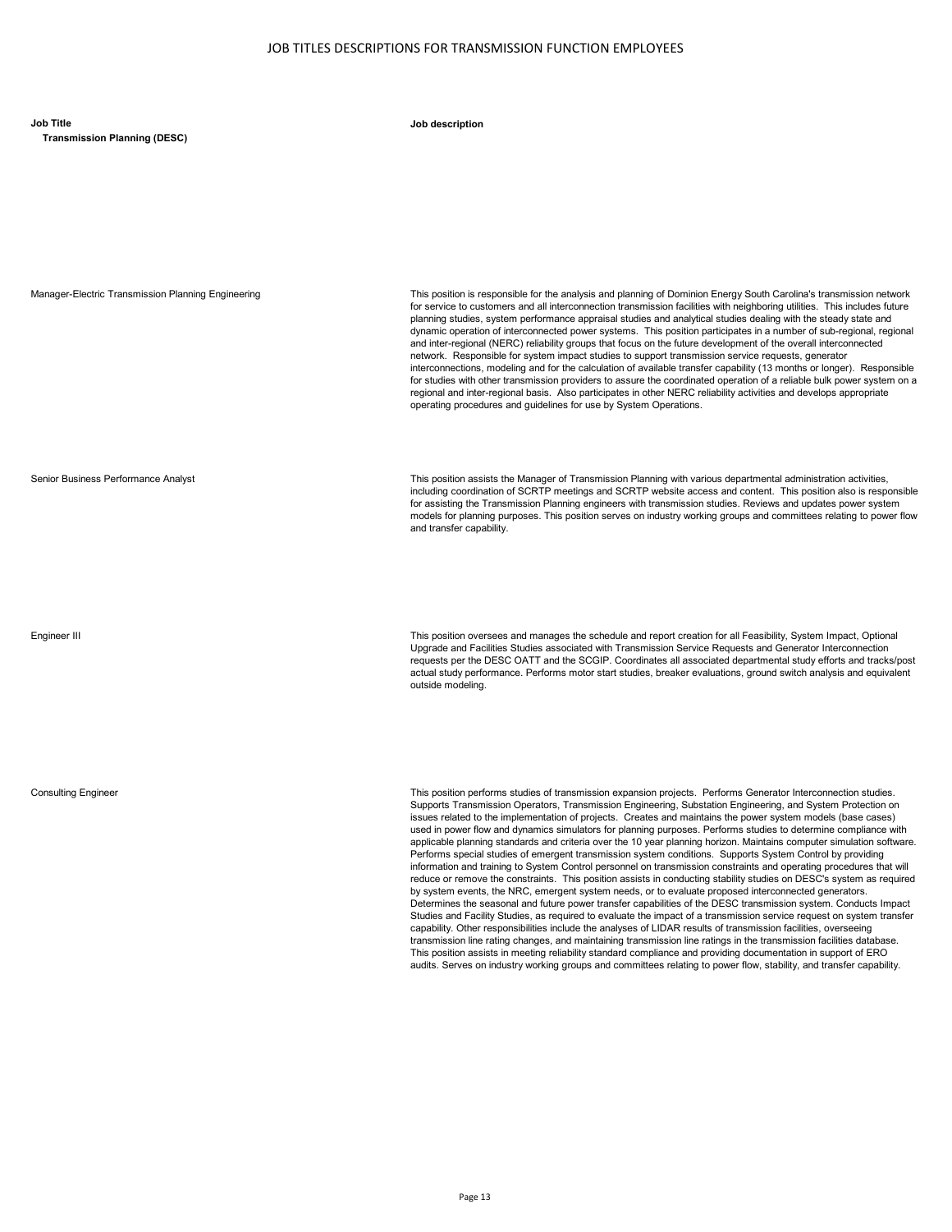# JOB TITLES DESCRIPTIONS FOR TRANSMISSION FUNCTION EMPLOYEES

| Job Title | Job description |
|---|---|
| **Transmission Planning (DESC)** | |
| Manager-Electric Transmission Planning Engineering | This position is responsible for the analysis and planning of Dominion Energy South Carolina's transmission network for service to customers and all interconnection transmission facilities with neighboring utilities. This includes future planning studies, system performance appraisal studies and analytical studies dealing with the steady state and dynamic operation of interconnected power systems. This position participates in a number of sub-regional, regional and inter-regional (NERC) reliability groups that focus on the future development of the overall interconnected network. Responsible for system impact studies to support transmission service requests, generator interconnections, modeling and for the calculation of available transfer capability (13 months or longer). Responsible for studies with other transmission providers to assure the coordinated operation of a reliable bulk power system on a regional and inter-regional basis. Also participates in other NERC reliability activities and develops appropriate operating procedures and guidelines for use by System Operations. |
| Senior Business Performance Analyst | This position assists the Manager of Transmission Planning with various departmental administration activities, including coordination of SCRTP meetings and SCRTP website access and content. This position also is responsible for assisting the Transmission Planning engineers with transmission studies. Reviews and updates power system models for planning purposes. This position serves on industry working groups and committees relating to power flow and transfer capability. |
| Engineer III | This position oversees and manages the schedule and report creation for all Feasibility, System Impact, Optional Upgrade and Facilities Studies associated with Transmission Service Requests and Generator Interconnection requests per the DESC OATT and the SCGIP. Coordinates all associated departmental study efforts and tracks/post actual study performance. Performs motor start studies, breaker evaluations, ground switch analysis and equivalent outside modeling. |
| Consulting Engineer | This position performs studies of transmission expansion projects. Performs Generator Interconnection studies. Supports Transmission Operators, Transmission Engineering, Substation Engineering, and System Protection on issues related to the implementation of projects. Creates and maintains the power system models (base cases) used in power flow and dynamics simulators for planning purposes. Performs studies to determine compliance with applicable planning standards and criteria over the 10 year planning horizon. Maintains computer simulation software. Performs special studies of emergent transmission system conditions. Supports System Control by providing information and training to System Control personnel on transmission constraints and operating procedures that will reduce or remove the constraints. This position assists in conducting stability studies on DESC's system as required by system events, the NRC, emergent system needs, or to evaluate proposed interconnected generators. Determines the seasonal and future power transfer capabilities of the DESC transmission system. Conducts Impact Studies and Facility Studies, as required to evaluate the impact of a transmission service request on system transfer capability. Other responsibilities include the analyses of LIDAR results of transmission facilities, overseeing transmission line rating changes, and maintaining transmission line ratings in the transmission facilities database. This position assists in meeting reliability standard compliance and providing documentation in support of ERO audits. Serves on industry working groups and committees relating to power flow, stability, and transfer capability. |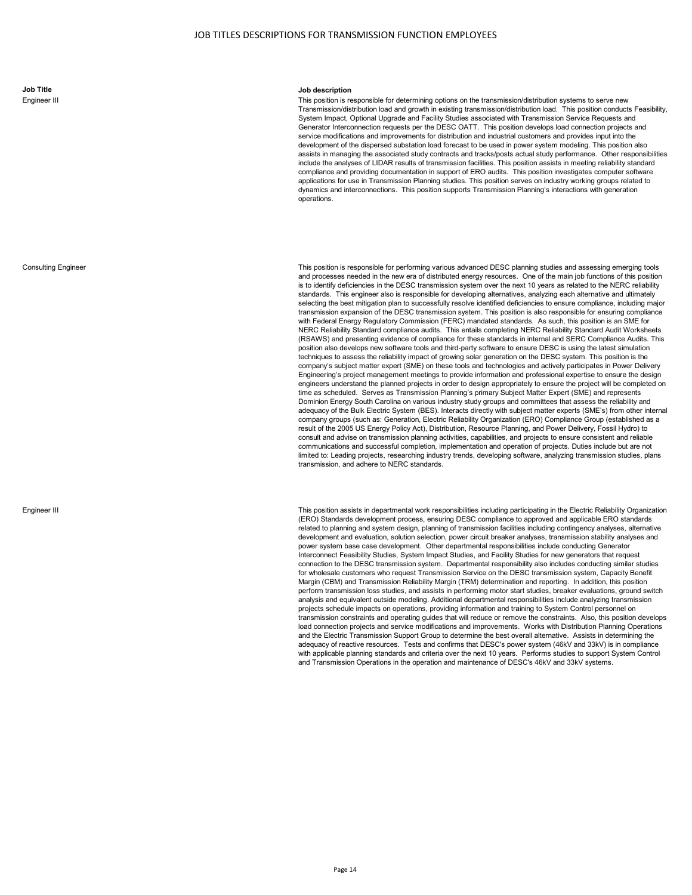| Job Title | Job description |
| --- | --- |
| Engineer III | This position is responsible for determining options on the transmission/distribution systems to serve new Transmission/distribution load and growth in existing transmission/distribution load. This position conducts Feasibility, System Impact, Optional Upgrade and Facility Studies associated with Transmission Service Requests and Generator Interconnection requests per the DESC OATT. This position develops load connection projects and service modifications and improvements for distribution and industrial customers and provides input into the development of the dispersed substation load forecast to be used in power system modeling. This position also assists in managing the associated study contracts and tracks/posts actual study performance. Other responsibilities include the analyses of LIDAR results of transmission facilities. This position assists in meeting reliability standard compliance and providing documentation in support of ERO audits. This position investigates computer software applications for use in Transmission Planning studies. This position serves on industry working groups related to dynamics and interconnections. This position supports Transmission Planning's interactions with generation operations. |
| Consulting Engineer | This position is responsible for performing various advanced DESC planning studies and assessing emerging tools and processes needed in the new era of distributed energy resources. One of the main job functions of this position is to identify deficiencies in the DESC transmission system over the next 10 years as related to the NERC reliability standards. This engineer also is responsible for developing alternatives, analyzing each alternative and ultimately selecting the best mitigation plan to successfully resolve identified deficiencies to ensure compliance, including major transmission expansion of the DESC transmission system. This position is also responsible for ensuring compliance with Federal Energy Regulatory Commission (FERC) mandated standards. As such, this position is an SME for NERC Reliability Standard compliance audits. This entails completing NERC Reliability Standard Audit Worksheets (RSAWS) and presenting evidence of compliance for these standards in internal and SERC Compliance Audits. This position also develops new software tools and third-party software to ensure DESC is using the latest simulation techniques to assess the reliability impact of growing solar generation on the DESC system. This position is the company's subject matter expert (SME) on these tools and technologies and actively participates in Power Delivery Engineering's project management meetings to provide information and professional expertise to ensure the design engineers understand the planned projects in order to design appropriately to ensure the project will be completed on time as scheduled. Serves as Transmission Planning's primary Subject Matter Expert (SME) and represents Dominion Energy South Carolina on various industry study groups and committees that assess the reliability and adequacy of the Bulk Electric System (BES). Interacts directly with subject matter experts (SME's) from other internal company groups (such as: Generation, Electric Reliability Organization (ERO) Compliance Group (established as a result of the 2005 US Energy Policy Act), Distribution, Resource Planning, and Power Delivery, Fossil Hydro) to consult and advise on transmission planning activities, capabilities, and projects to ensure consistent and reliable communications and successful completion, implementation and operation of projects. Duties include but are not limited to: Leading projects, researching industry trends, developing software, analyzing transmission studies, plans transmission, and adhere to NERC standards. |
| Engineer III | This position assists in departmental work responsibilities including participating in the Electric Reliability Organization (ERO) Standards development process, ensuring DESC compliance to approved and applicable ERO standards related to planning and system design, planning of transmission facilities including contingency analyses, alternative development and evaluation, solution selection, power circuit breaker analyses, transmission stability analyses and power system base case development. Other departmental responsibilities include conducting Generator Interconnect Feasibility Studies, System Impact Studies, and Facility Studies for new generators that request connection to the DESC transmission system. Departmental responsibility also includes conducting similar studies for wholesale customers who request Transmission Service on the DESC transmission system, Capacity Benefit Margin (CBM) and Transmission Reliability Margin (TRM) determination and reporting. In addition, this position perform transmission loss studies, and assists in performing motor start studies, breaker evaluations, ground switch analysis and equivalent outside modeling. Additional departmental responsibilities include analyzing transmission projects schedule impacts on operations, providing information and training to System Control personnel on transmission constraints and operating guides that will reduce or remove the constraints. Also, this position develops load connection projects and service modifications and improvements. Works with Distribution Planning Operations and the Electric Transmission Support Group to determine the best overall alternative. Assists in determining the adequacy of reactive resources. Tests and confirms that DESC's power system (46kV and 33kV) is in compliance with applicable planning standards and criteria over the next 10 years. Performs studies to support System Control and Transmission Operations in the operation and maintenance of DESC's 46kV and 33kV systems. |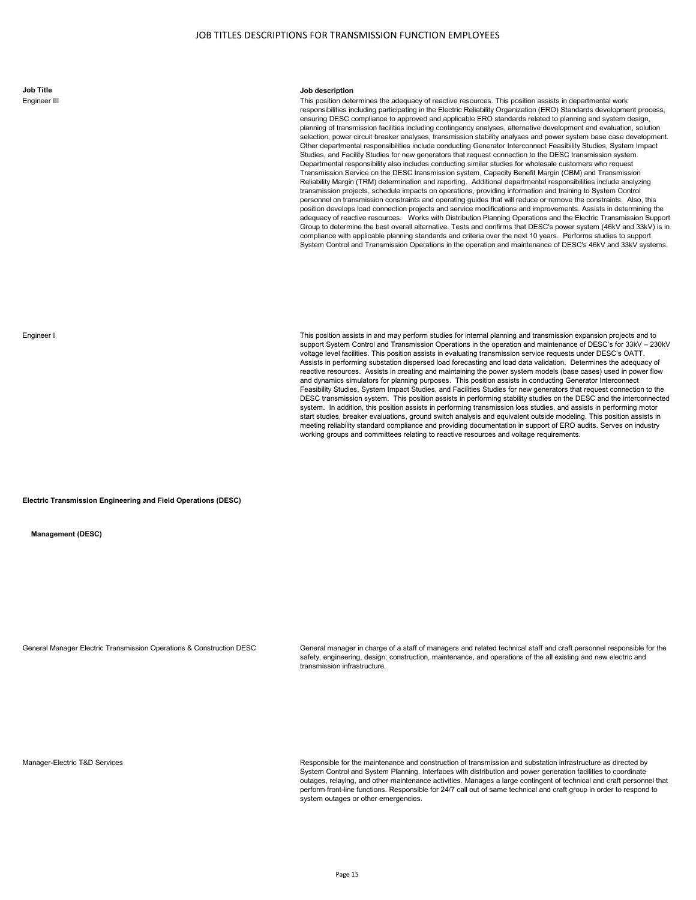| Job Title | Job description |
|---|---|
| Engineer III | This position determines the adequacy of reactive resources. This position assists in departmental work responsibilities including participating in the Electric Reliability Organization (ERO) Standards development process, ensuring DESC compliance to approved and applicable ERO standards related to planning and system design, planning of transmission facilities including contingency analyses, alternative development and evaluation, solution selection, power circuit breaker analyses, transmission stability analyses and power system base case development. Other departmental responsibilities include conducting Generator Interconnect Feasibility Studies, System Impact Studies, and Facility Studies for new generators that request connection to the DESC transmission system. Departmental responsibility also includes conducting similar studies for wholesale customers who request Transmission Service on the DESC transmission system, Capacity Benefit Margin (CBM) and Transmission Reliability Margin (TRM) determination and reporting. Additional departmental responsibilities include analyzing transmission projects, schedule impacts on operations, providing information and training to System Control personnel on transmission constraints and operating guides that will reduce or remove the constraints. Also, this position develops load connection projects and service modifications and improvements. Assists in determining the adequacy of reactive resources. Works with Distribution Planning Operations and the Electric Transmission Support Group to determine the best overall alternative. Tests and confirms that DESC's power system (46kV and 33kV) is in compliance with applicable planning standards and criteria over the next 10 years. Performs studies to support System Control and Transmission Operations in the operation and maintenance of DESC's 46kV and 33kV systems. |
| Engineer I | This position assists in and may perform studies for internal planning and transmission expansion projects and to support System Control and Transmission Operations in the operation and maintenance of DESC's for 33kV – 230kV voltage level facilities. This position assists in evaluating transmission service requests under DESC's OATT. Assists in performing substation dispersed load forecasting and load data validation. Determines the adequacy of reactive resources. Assists in creating and maintaining the power system models (base cases) used in power flow and dynamics simulators for planning purposes. This position assists in conducting Generator Interconnect Feasibility Studies, System Impact Studies, and Facilities Studies for new generators that request connection to the DESC transmission system. This position assists in performing stability studies on the DESC and the interconnected system. In addition, this position assists in performing transmission loss studies, and assists in performing motor start studies, breaker evaluations, ground switch analysis and equivalent outside modeling. This position assists in meeting reliability standard compliance and providing documentation in support of ERO audits. Serves on industry working groups and committees relating to reactive resources and voltage requirements. |
| **Electric Transmission Engineering and Field Operations (DESC)** | |
| **Management (DESC)** | |
| General Manager Electric Transmission Operations & Construction DESC | General manager in charge of a staff of managers and related technical staff and craft personnel responsible for the safety, engineering, design, construction, maintenance, and operations of the all existing and new electric and transmission infrastructure. |
| Manager-Electric T&D Services | Responsible for the maintenance and construction of transmission and substation infrastructure as directed by System Control and System Planning. Interfaces with distribution and power generation facilities to coordinate outages, relaying, and other maintenance activities. Manages a large contingent of technical and craft personnel that perform front-line functions. Responsible for 24/7 call out of same technical and craft group in order to respond to system outages or other emergencies. |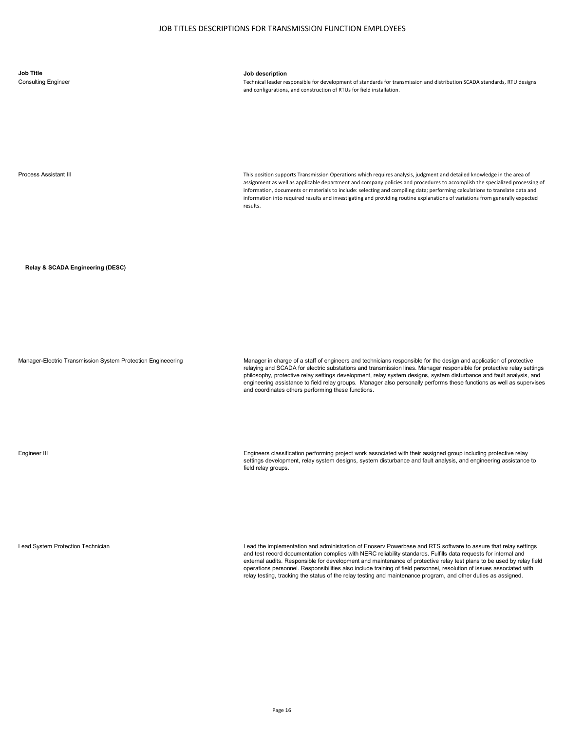# JOB TITLES DESCRIPTIONS FOR TRANSMISSION FUNCTION EMPLOYEES

| Job Title | Job description |
| --- | --- |
| Consulting Engineer | Technical leader responsible for development of standards for transmission and distribution SCADA standards, RTU designs and configurations, and construction of RTUs for field installation. |
| Process Assistant III | This position supports Transmission Operations which requires analysis, judgment and detailed knowledge in the area of assignment as well as applicable department and company policies and procedures to accomplish the specialized processing of information, documents or materials to include: selecting and compiling data; performing calculations to translate data and information into required results and investigating and providing routine explanations of variations from generally expected results. |
| **Relay & SCADA Engineering (DESC)** | |
| Manager-Electric Transmission System Protection Engineeering | Manager in charge of a staff of engineers and technicians responsible for the design and application of protective relaying and SCADA for electric substations and transmission lines. Manager responsible for protective relay settings philosophy, protective relay settings development, relay system designs, system disturbance and fault analysis, and engineering assistance to field relay groups. Manager also personally performs these functions as well as supervises and coordinates others performing these functions. |
| Engineer III | Engineers classification performing project work associated with their assigned group including protective relay settings development, relay system designs, system disturbance and fault analysis, and engineering assistance to field relay groups. |
| Lead System Protection Technician | Lead the implementation and administration of Enoserv Powerbase and RTS software to assure that relay settings and test record documentation complies with NERC reliability standards. Fulfills data requests for internal and external audits. Responsible for development and maintenance of protective relay test plans to be used by relay field operations personnel. Responsibilities also include training of field personnel, resolution of issues associated with relay testing, tracking the status of the relay testing and maintenance program, and other duties as assigned. |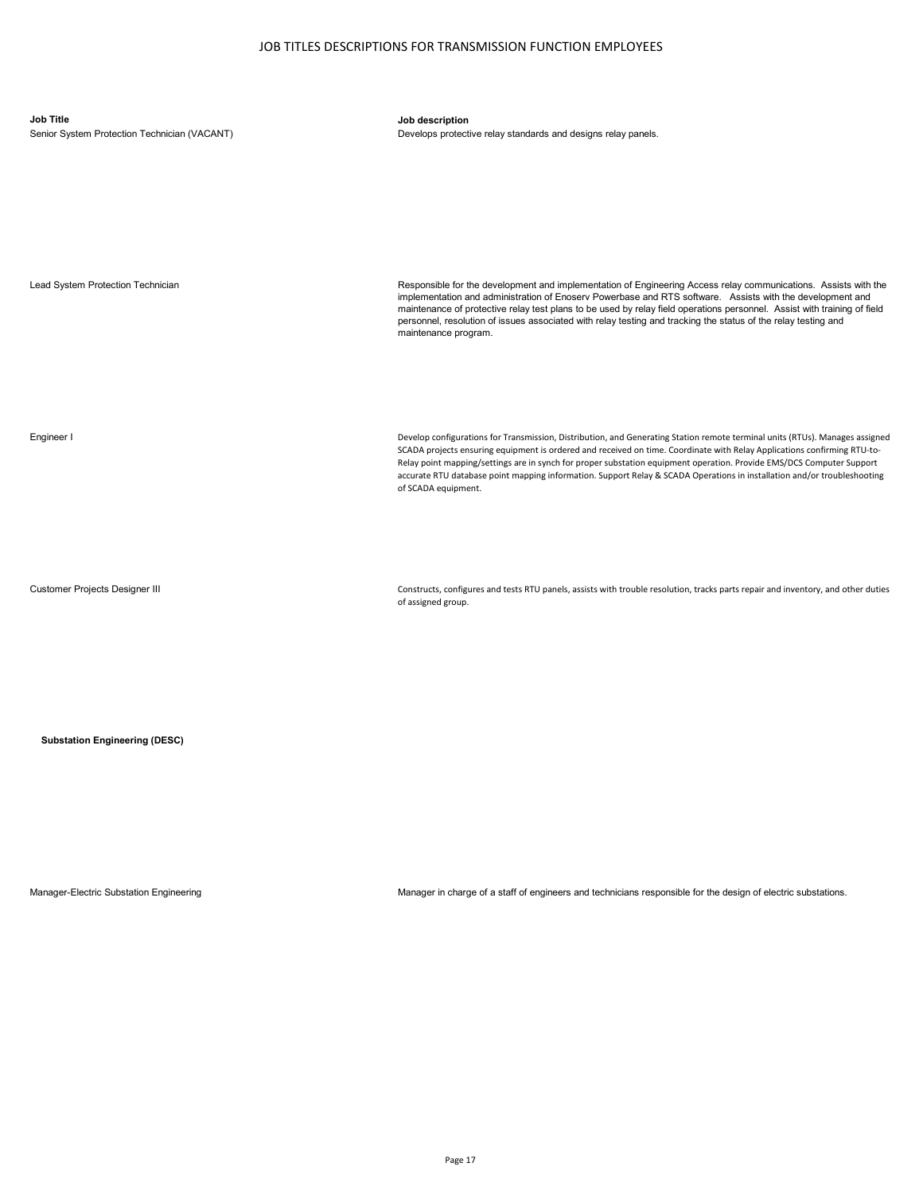# JOB TITLES DESCRIPTIONS FOR TRANSMISSION FUNCTION EMPLOYEES

| Job Title | Job description |
|---|---|
| Senior System Protection Technician (VACANT) | Develops protective relay standards and designs relay panels. |
| Lead System Protection Technician | Responsible for the development and implementation of Engineering Access relay communications. Assists with the implementation and administration of Enoserv Powerbase and RTS software. Assists with the development and maintenance of protective relay test plans to be used by relay field operations personnel. Assist with training of field personnel, resolution of issues associated with relay testing and tracking the status of the relay testing and maintenance program. |
| Engineer I | Develop configurations for Transmission, Distribution, and Generating Station remote terminal units (RTUs). Manages assigned SCADA projects ensuring equipment is ordered and received on time. Coordinate with Relay Applications confirming RTU-to-Relay point mapping/settings are in synch for proper substation equipment operation. Provide EMS/DCS Computer Support accurate RTU database point mapping information. Support Relay & SCADA Operations in installation and/or troubleshooting of SCADA equipment. |
| Customer Projects Designer III | Constructs, configures and tests RTU panels, assists with trouble resolution, tracks parts repair and inventory, and other duties of assigned group. |
| **Substation Engineering (DESC)** | |
| Manager-Electric Substation Engineering | Manager in charge of a staff of engineers and technicians responsible for the design of electric substations. |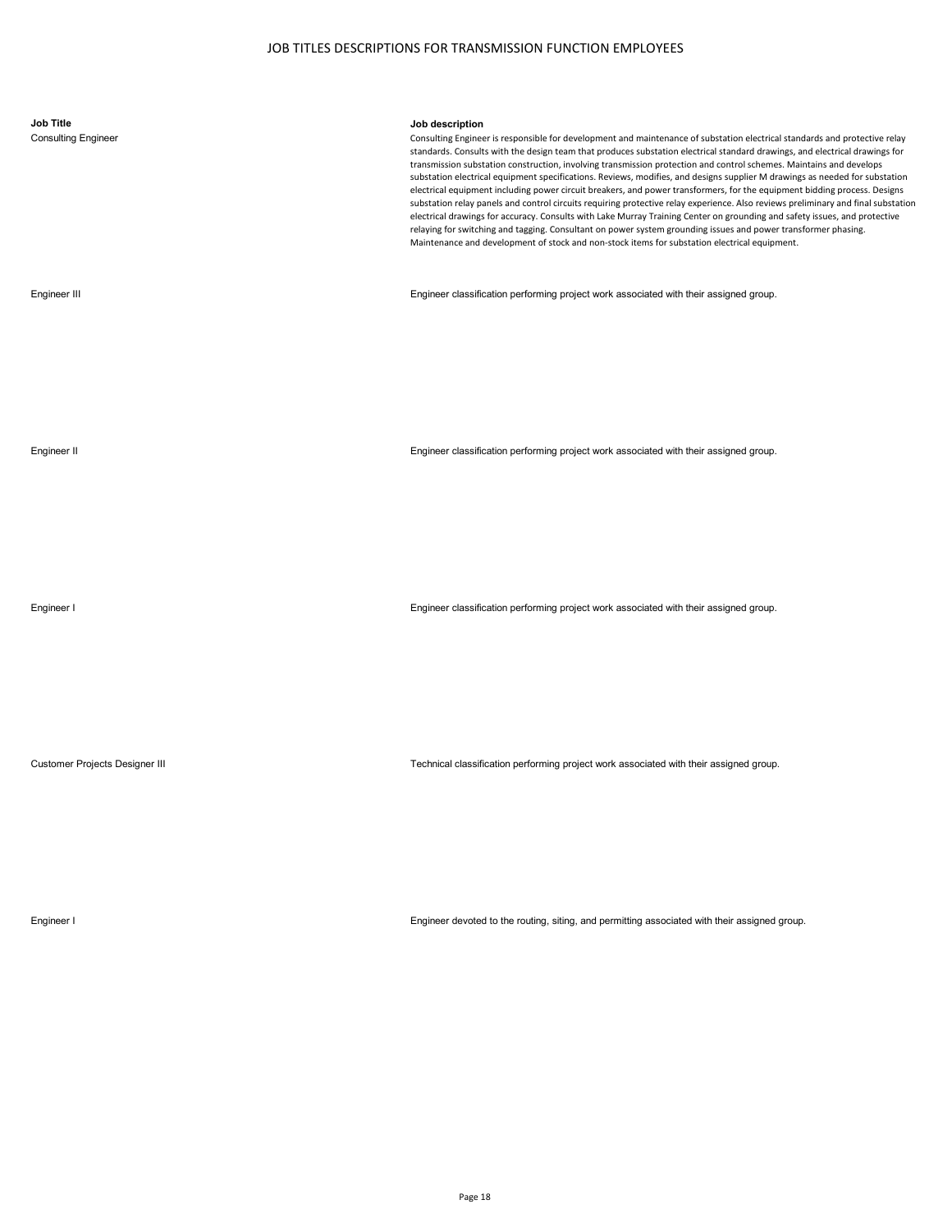# JOB TITLES DESCRIPTIONS FOR TRANSMISSION FUNCTION EMPLOYEES

| Job Title | Job description |
| --- | --- |
| Consulting Engineer | Consulting Engineer is responsible for development and maintenance of substation electrical standards and protective relay standards. Consults with the design team that produces substation electrical standard drawings, and electrical drawings for transmission substation construction, involving transmission protection and control schemes. Maintains and develops substation electrical equipment specifications. Reviews, modifies, and designs supplier M drawings as needed for substation electrical equipment including power circuit breakers, and power transformers, for the equipment bidding process. Designs substation relay panels and control circuits requiring protective relay experience. Also reviews preliminary and final substation electrical drawings for accuracy. Consults with Lake Murray Training Center on grounding and safety issues, and protective relaying for switching and tagging. Consultant on power system grounding issues and power transformer phasing. Maintenance and development of stock and non-stock items for substation electrical equipment. |
| Engineer III | Engineer classification performing project work associated with their assigned group. |
| Engineer II | Engineer classification performing project work associated with their assigned group. |
| Engineer I | Engineer classification performing project work associated with their assigned group. |
| Customer Projects Designer III | Technical classification performing project work associated with their assigned group. |
| Engineer I | Engineer devoted to the routing, siting, and permitting associated with their assigned group. |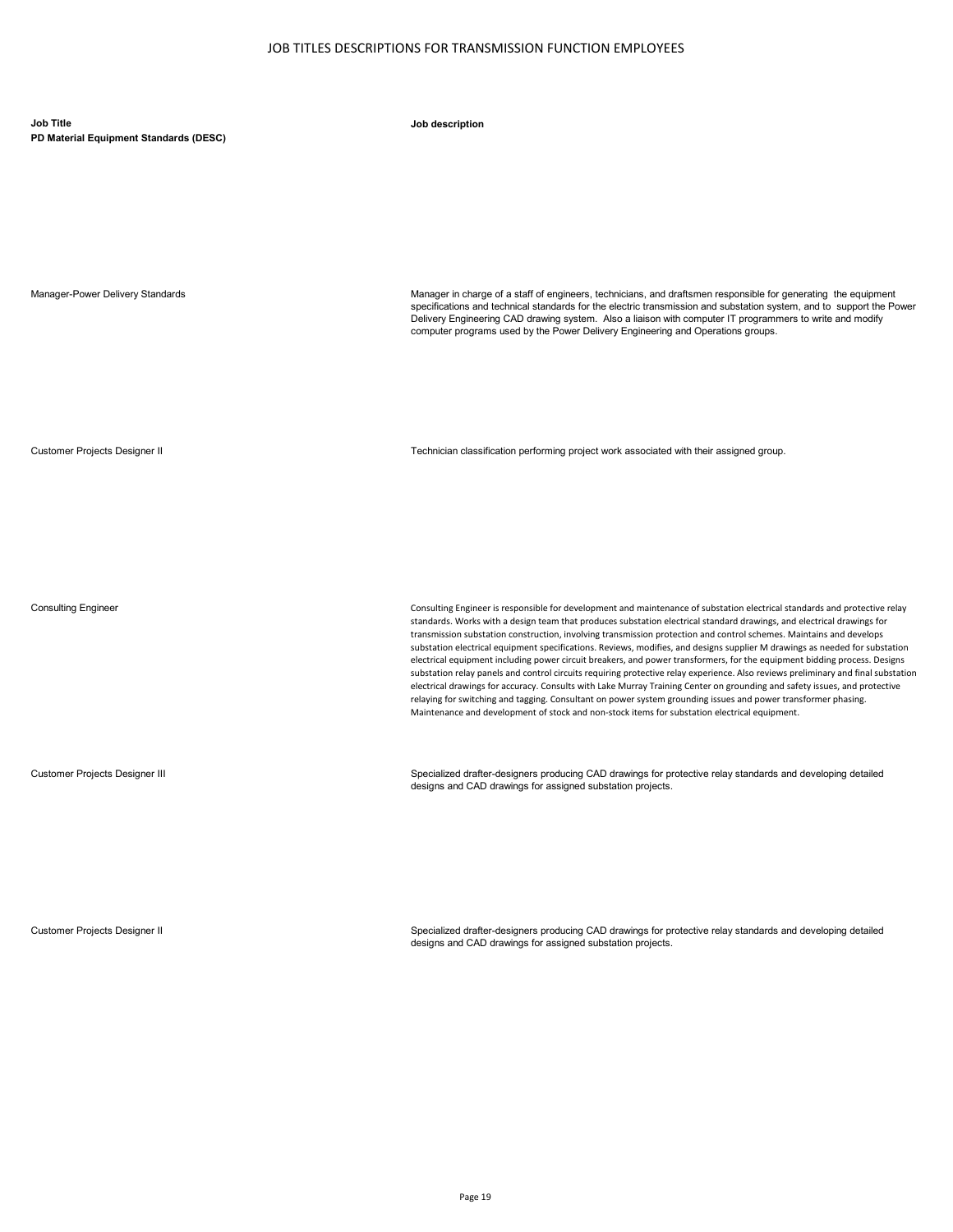# JOB TITLES DESCRIPTIONS FOR TRANSMISSION FUNCTION EMPLOYEES

| Job Title | Job description |
|---|---|
| **PD Material Equipment Standards (DESC)** | |
| Manager-Power Delivery Standards | Manager in charge of a staff of engineers, technicians, and draftsmen responsible for generating the equipment specifications and technical standards for the electric transmission and substation system, and to support the Power Delivery Engineering CAD drawing system. Also a liaison with computer IT programmers to write and modify computer programs used by the Power Delivery Engineering and Operations groups. |
| Customer Projects Designer II | Technician classification performing project work associated with their assigned group. |
| Consulting Engineer | Consulting Engineer is responsible for development and maintenance of substation electrical standards and protective relay standards. Works with a design team that produces substation electrical standard drawings, and electrical drawings for transmission substation construction, involving transmission protection and control schemes. Maintains and develops substation electrical equipment specifications. Reviews, modifies, and designs supplier M drawings as needed for substation electrical equipment including power circuit breakers, and power transformers, for the equipment bidding process. Designs substation relay panels and control circuits requiring protective relay experience. Also reviews preliminary and final substation electrical drawings for accuracy. Consults with Lake Murray Training Center on grounding and safety issues, and protective relaying for switching and tagging. Consultant on power system grounding issues and power transformer phasing. Maintenance and development of stock and non-stock items for substation electrical equipment. |
| Customer Projects Designer III | Specialized drafter-designers producing CAD drawings for protective relay standards and developing detailed designs and CAD drawings for assigned substation projects. |
| Customer Projects Designer II | Specialized drafter-designers producing CAD drawings for protective relay standards and developing detailed designs and CAD drawings for assigned substation projects. |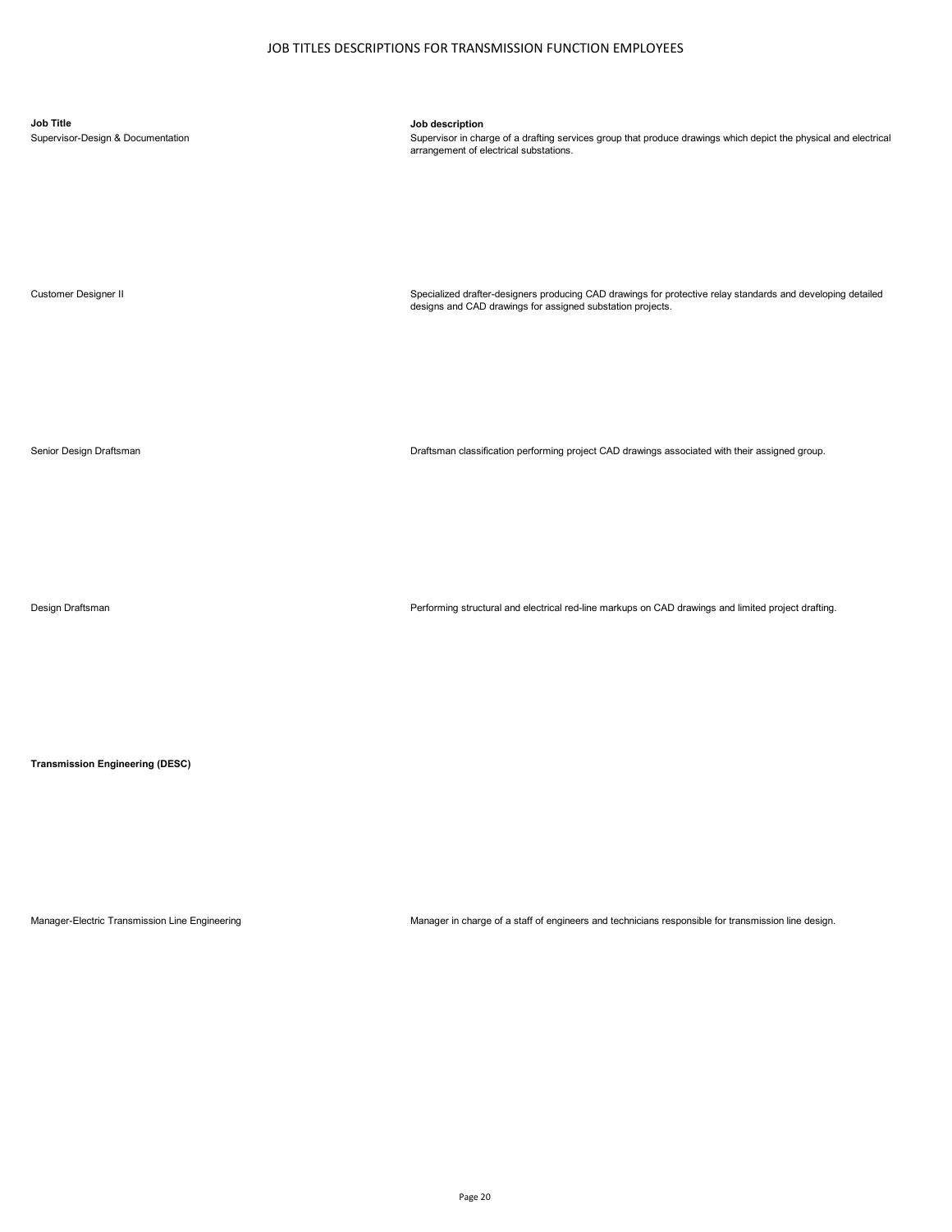# JOB TITLES DESCRIPTIONS FOR TRANSMISSION FUNCTION EMPLOYEES

| Job Title | Job description |
| --- | --- |
| Supervisor-Design & Documentation | Supervisor in charge of a drafting services group that produce drawings which depict the physical and electrical arrangement of electrical substations. |
| Customer Designer II | Specialized drafter-designers producing CAD drawings for protective relay standards and developing detailed designs and CAD drawings for assigned substation projects. |
| Senior Design Draftsman | Draftsman classification performing project CAD drawings associated with their assigned group. |
| Design Draftsman | Performing structural and electrical red-line markups on CAD drawings and limited project drafting. |
| **Transmission Engineering (DESC)** | |
| Manager-Electric Transmission Line Engineering | Manager in charge of a staff of engineers and technicians responsible for transmission line design. |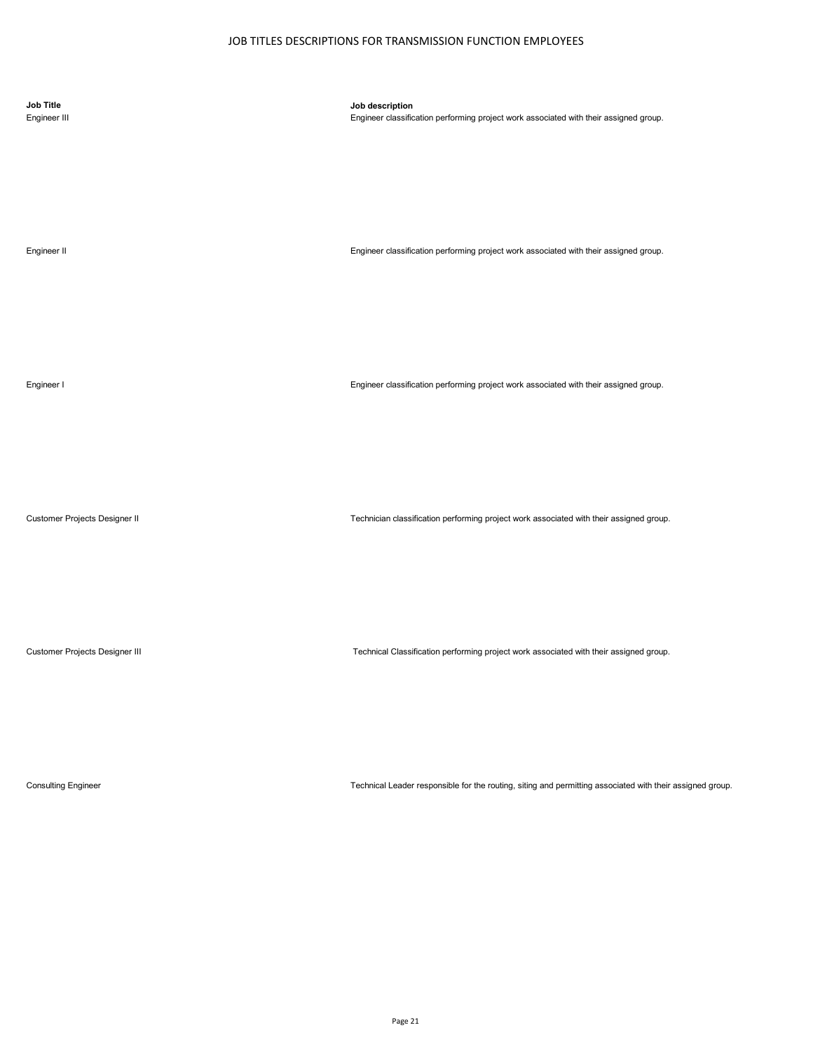# JOB TITLES DESCRIPTIONS FOR TRANSMISSION FUNCTION EMPLOYEES

| Job Title | Job description |
| --- | --- |
| Engineer III | Engineer classification performing project work associated with their assigned group. |
| Engineer II | Engineer classification performing project work associated with their assigned group. |
| Engineer I | Engineer classification performing project work associated with their assigned group. |
| Customer Projects Designer II | Technician classification performing project work associated with their assigned group. |
| Customer Projects Designer III | Technical Classification performing project work associated with their assigned group. |
| Consulting Engineer | Technical Leader responsible for the routing, siting and permitting associated with their assigned group. |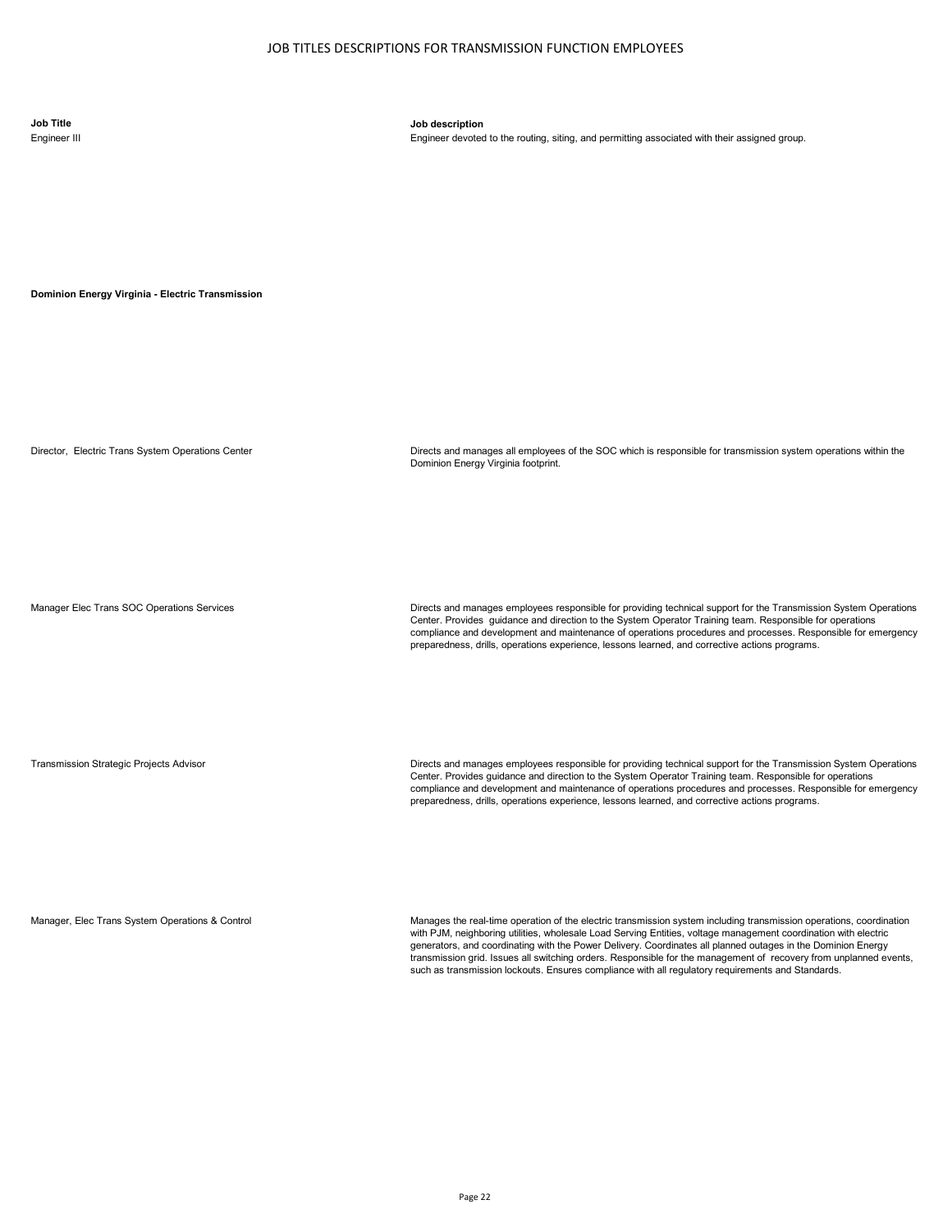# JOB TITLES DESCRIPTIONS FOR TRANSMISSION FUNCTION EMPLOYEES

| Job Title | Job description |
|---|---|
| Engineer III | Engineer devoted to the routing, siting, and permitting associated with their assigned group. |
| **Dominion Energy Virginia - Electric Transmission** | |
| Director, Electric Trans System Operations Center | Directs and manages all employees of the SOC which is responsible for transmission system operations within the Dominion Energy Virginia footprint. |
| Manager Elec Trans SOC Operations Services | Directs and manages employees responsible for providing technical support for the Transmission System Operations Center. Provides guidance and direction to the System Operator Training team. Responsible for operations compliance and development and maintenance of operations procedures and processes. Responsible for emergency preparedness, drills, operations experience, lessons learned, and corrective actions programs. |
| Transmission Strategic Projects Advisor | Directs and manages employees responsible for providing technical support for the Transmission System Operations Center. Provides guidance and direction to the System Operator Training team. Responsible for operations compliance and development and maintenance of operations procedures and processes. Responsible for emergency preparedness, drills, operations experience, lessons learned, and corrective actions programs. |
| Manager, Elec Trans System Operations & Control | Manages the real-time operation of the electric transmission system including transmission operations, coordination with PJM, neighboring utilities, wholesale Load Serving Entities, voltage management coordination with electric generators, and coordinating with the Power Delivery. Coordinates all planned outages in the Dominion Energy transmission grid. Issues all switching orders. Responsible for the management of recovery from unplanned events, such as transmission lockouts. Ensures compliance with all regulatory requirements and Standards. |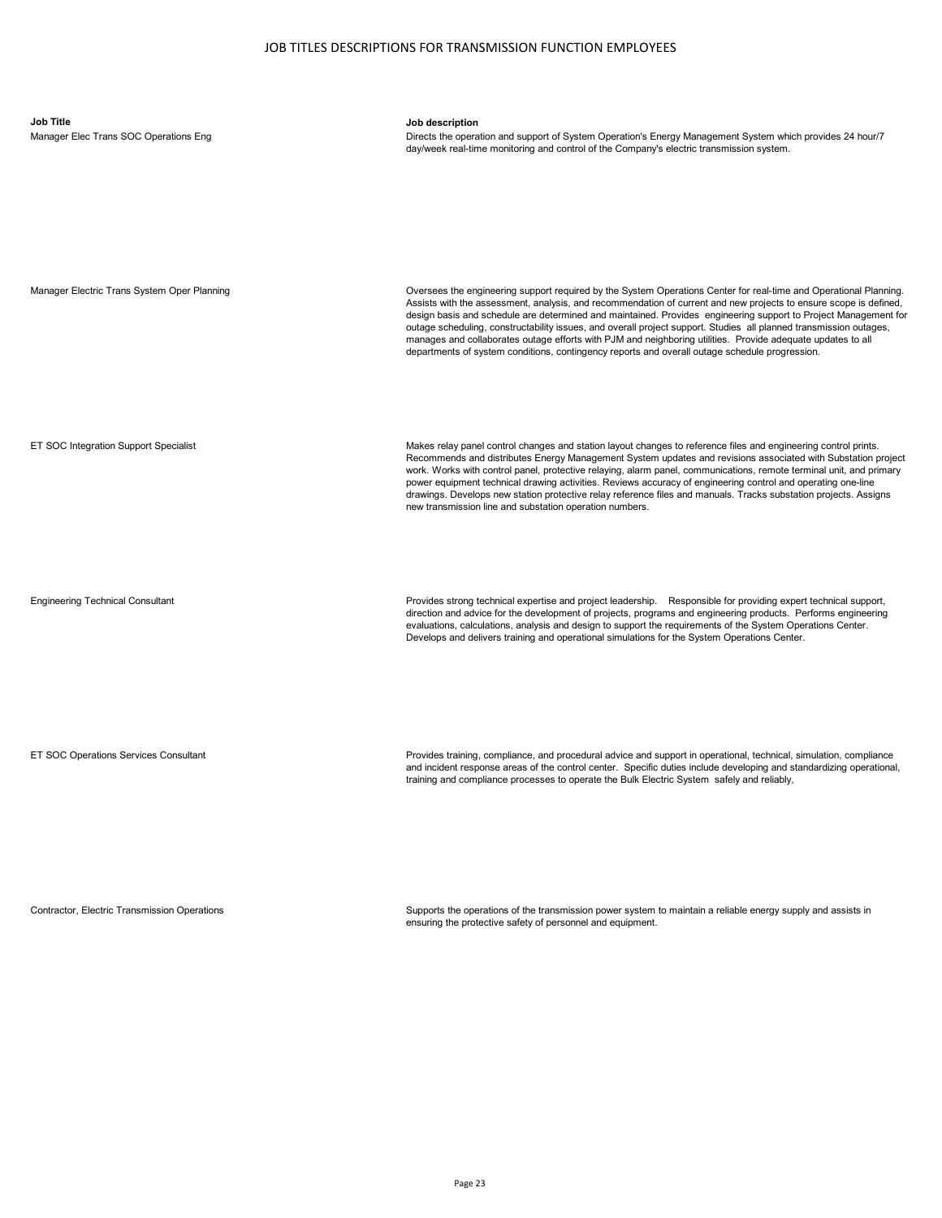# JOB TITLES DESCRIPTIONS FOR TRANSMISSION FUNCTION EMPLOYEES

| Job Title | Job description |
| --- | --- |
| Manager Elec Trans SOC Operations Eng | Directs the operation and support of System Operation's Energy Management System which provides 24 hour/7 day/week real-time monitoring and control of the Company's electric transmission system. |
| Manager Electric Trans System Oper Planning | Oversees the engineering support required by the System Operations Center for real-time and Operational Planning. Assists with the assessment, analysis, and recommendation of current and new projects to ensure scope is defined, design basis and schedule are determined and maintained. Provides engineering support to Project Management for outage scheduling, constructability issues, and overall project support. Studies all planned transmission outages, manages and collaborates outage efforts with PJM and neighboring utilities. Provide adequate updates to all departments of system conditions, contingency reports and overall outage schedule progression. |
| ET SOC Integration Support Specialist | Makes relay panel control changes and station layout changes to reference files and engineering control prints. Recommends and distributes Energy Management System updates and revisions associated with Substation project work. Works with control panel, protective relaying, alarm panel, communications, remote terminal unit, and primary power equipment technical drawing activities. Reviews accuracy of engineering control and operating one-line drawings. Develops new station protective relay reference files and manuals. Tracks substation projects. Assigns new transmission line and substation operation numbers. |
| Engineering Technical Consultant | Provides strong technical expertise and project leadership. Responsible for providing expert technical support, direction and advice for the development of projects, programs and engineering products. Performs engineering evaluations, calculations, analysis and design to support the requirements of the System Operations Center. Develops and delivers training and operational simulations for the System Operations Center. |
| ET SOC Operations Services Consultant | Provides training, compliance, and procedural advice and support in operational, technical, simulation, compliance and incident response areas of the control center. Specific duties include developing and standardizing operational, training and compliance processes to operate the Bulk Electric System safely and reliably, |
| Contractor, Electric Transmission Operations | Supports the operations of the transmission power system to maintain a reliable energy supply and assists in ensuring the protective safety of personnel and equipment. |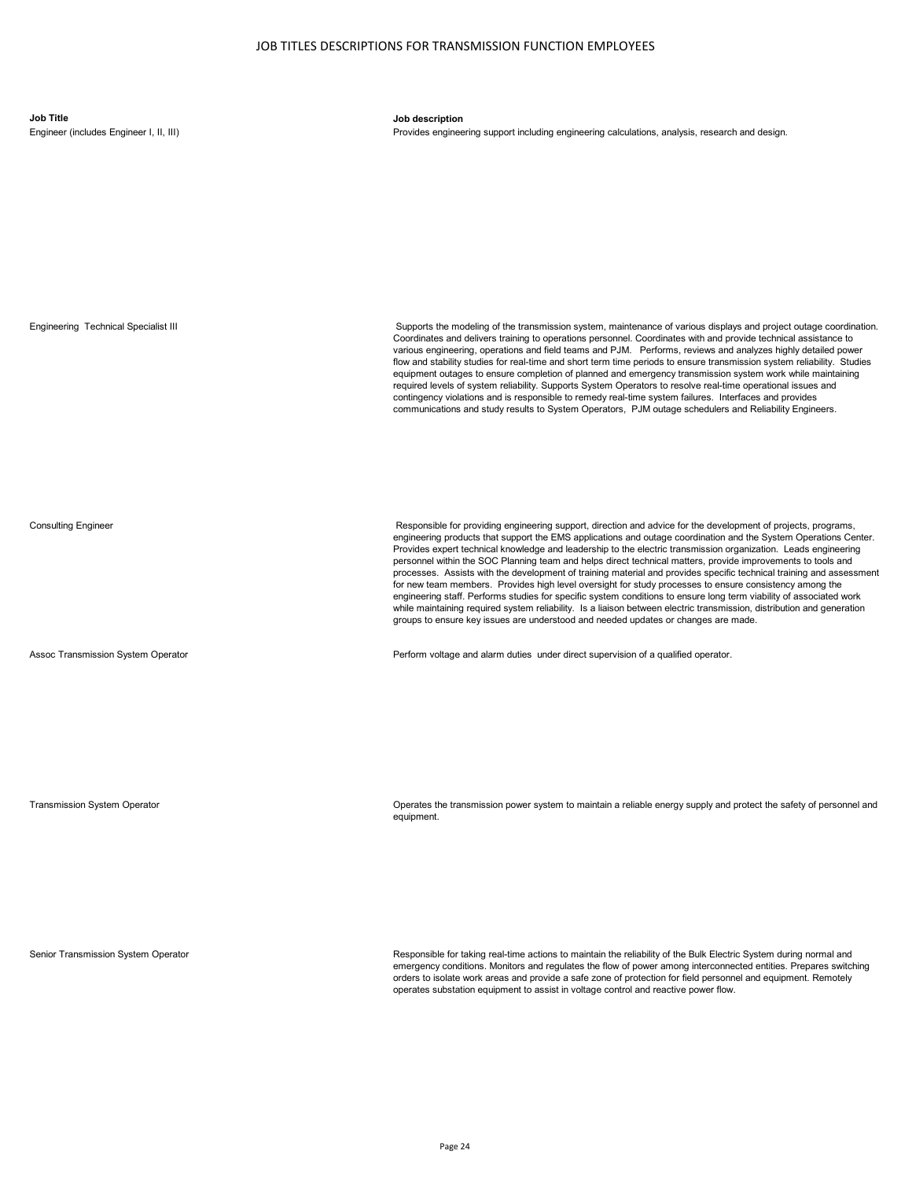# JOB TITLES DESCRIPTIONS FOR TRANSMISSION FUNCTION EMPLOYEES

| Job Title | Job description |
| --- | --- |
| Engineer (includes Engineer I, II, III) | Provides engineering support including engineering calculations, analysis, research and design. |
| Engineering Technical Specialist III | Supports the modeling of the transmission system, maintenance of various displays and project outage coordination. Coordinates and delivers training to operations personnel. Coordinates with and provide technical assistance to various engineering, operations and field teams and PJM. Performs, reviews and analyzes highly detailed power flow and stability studies for real-time and short term time periods to ensure transmission system reliability. Studies equipment outages to ensure completion of planned and emergency transmission system work while maintaining required levels of system reliability. Supports System Operators to resolve real-time operational issues and contingency violations and is responsible to remedy real-time system failures. Interfaces and provides communications and study results to System Operators, PJM outage schedulers and Reliability Engineers. |
| Consulting Engineer | Responsible for providing engineering support, direction and advice for the development of projects, programs, engineering products that support the EMS applications and outage coordination and the System Operations Center. Provides expert technical knowledge and leadership to the electric transmission organization. Leads engineering personnel within the SOC Planning team and helps direct technical matters, provide improvements to tools and processes. Assists with the development of training material and provides specific technical training and assessment for new team members. Provides high level oversight for study processes to ensure consistency among the engineering staff. Performs studies for specific system conditions to ensure long term viability of associated work while maintaining required system reliability. Is a liaison between electric transmission, distribution and generation groups to ensure key issues are understood and needed updates or changes are made. |
| Assoc Transmission System Operator | Perform voltage and alarm duties under direct supervision of a qualified operator. |
| Transmission System Operator | Operates the transmission power system to maintain a reliable energy supply and protect the safety of personnel and equipment. |
| Senior Transmission System Operator | Responsible for taking real-time actions to maintain the reliability of the Bulk Electric System during normal and emergency conditions. Monitors and regulates the flow of power among interconnected entities. Prepares switching orders to isolate work areas and provide a safe zone of protection for field personnel and equipment. Remotely operates substation equipment to assist in voltage control and reactive power flow. |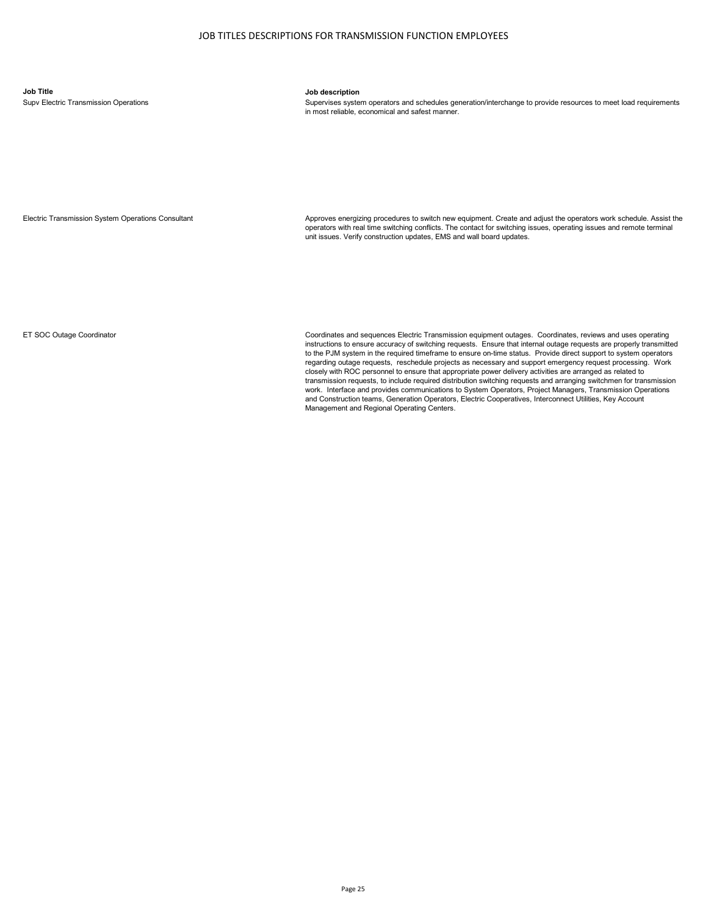# JOB TITLES DESCRIPTIONS FOR TRANSMISSION FUNCTION EMPLOYEES

| Job Title | Job description |
|---|---|
| Supv Electric Transmission Operations | Supervises system operators and schedules generation/interchange to provide resources to meet load requirements in most reliable, economical and safest manner. |
| Electric Transmission System Operations Consultant | Approves energizing procedures to switch new equipment. Create and adjust the operators work schedule. Assist the operators with real time switching conflicts. The contact for switching issues, operating issues and remote terminal unit issues. Verify construction updates, EMS and wall board updates. |
| ET SOC Outage Coordinator | Coordinates and sequences Electric Transmission equipment outages. Coordinates, reviews and uses operating instructions to ensure accuracy of switching requests. Ensure that internal outage requests are properly transmitted to the PJM system in the required timeframe to ensure on-time status. Provide direct support to system operators regarding outage requests, reschedule projects as necessary and support emergency request processing. Work closely with ROC personnel to ensure that appropriate power delivery activities are arranged as related to transmission requests, to include required distribution switching requests and arranging switchmen for transmission work. Interface and provides communications to System Operators, Project Managers, Transmission Operations and Construction teams, Generation Operators, Electric Cooperatives, Interconnect Utilities, Key Account Management and Regional Operating Centers. |